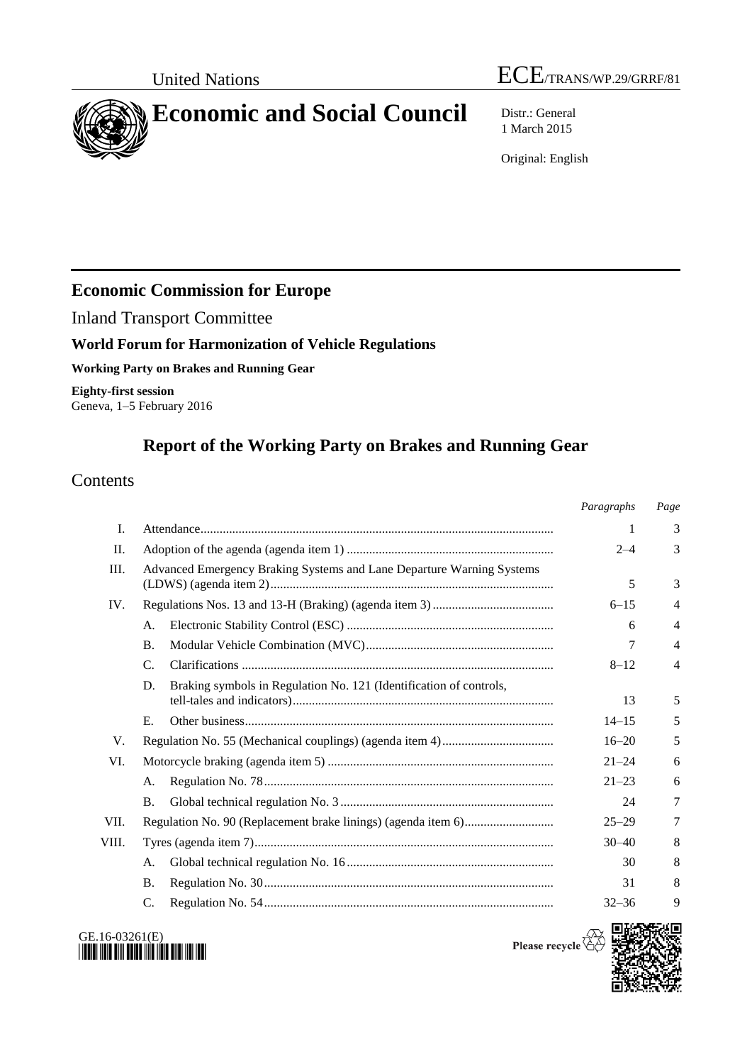United Nations ECE/TRANS/WP.29/GRRF/81

# Economic and Social Council

Distr.: General
1 March 2015

Original: English

## Economic Commission for Europe

Inland Transport Committee

### World Forum for Harmonization of Vehicle Regulations

**Working Party on Brakes and Running Gear**

**Eighty-first session**
Geneva, 1–5 February 2016

## Report of the Working Party on Brakes and Running Gear

### Contents

| | | | *Paragraphs* | *Page* |
|---|---|---|---|---|
| I. | | Attendance | 1 | 3 |
| II. | | Adoption of the agenda (agenda item 1) | 2–4 | 3 |
| III. | | Advanced Emergency Braking Systems and Lane Departure Warning Systems (LDWS) (agenda item 2) | 5 | 3 |
| IV. | | Regulations Nos. 13 and 13-H (Braking) (agenda item 3) | 6–15 | 4 |
| | A. | Electronic Stability Control (ESC) | 6 | 4 |
| | B. | Modular Vehicle Combination (MVC) | 7 | 4 |
| | C. | Clarifications | 8–12 | 4 |
| | D. | Braking symbols in Regulation No. 121 (Identification of controls, tell-tales and indicators) | 13 | 5 |
| | E. | Other business | 14–15 | 5 |
| V. | | Regulation No. 55 (Mechanical couplings) (agenda item 4) | 16–20 | 5 |
| VI. | | Motorcycle braking (agenda item 5) | 21–24 | 6 |
| | A. | Regulation No. 78 | 21–23 | 6 |
| | B. | Global technical regulation No. 3 | 24 | 7 |
| VII. | | Regulation No. 90 (Replacement brake linings) (agenda item 6) | 25–29 | 7 |
| VIII. | | Tyres (agenda item 7) | 30–40 | 8 |
| | A. | Global technical regulation No. 16 | 30 | 8 |
| | B. | Regulation No. 30 | 31 | 8 |
| | C. | Regulation No. 54 | 32–36 | 9 |

GE.16-03261(E)

Please recycle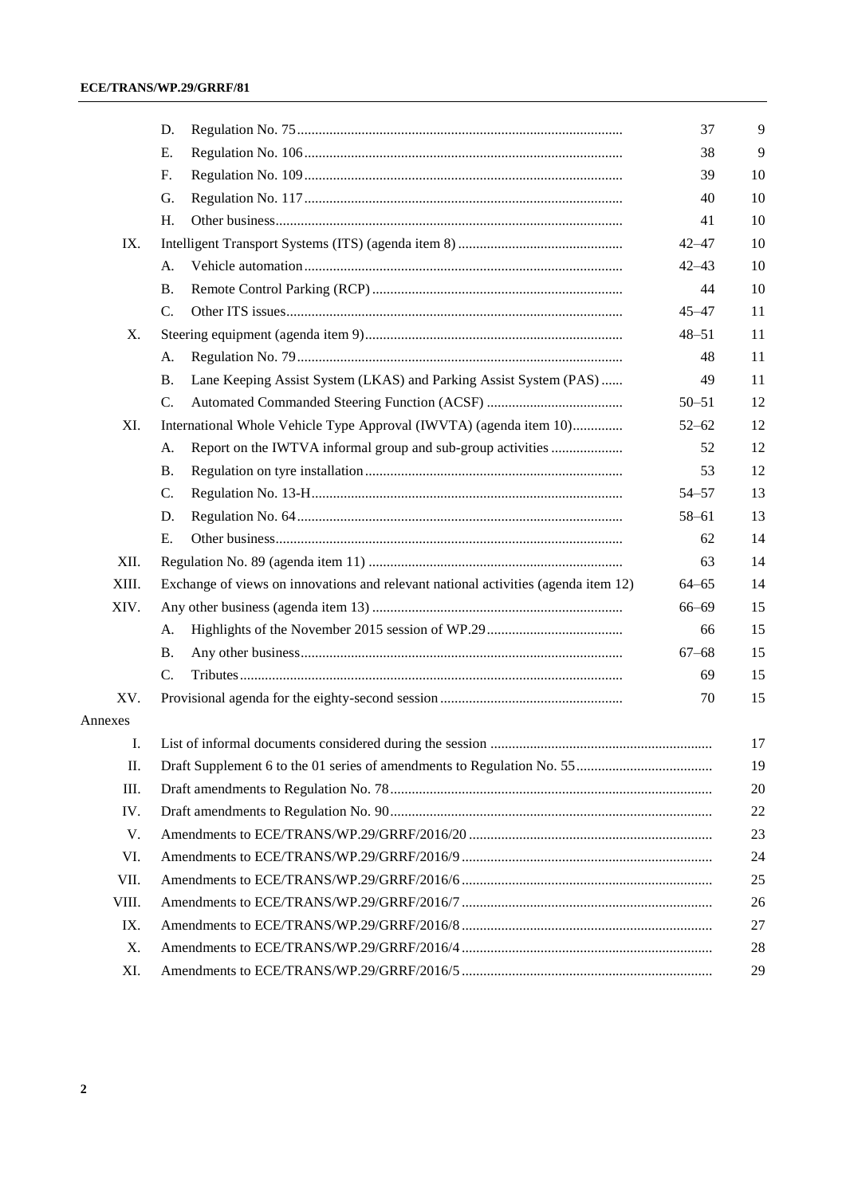| | | | Paragraphs | Page |
|---|---|---|---|---|
| | D. | Regulation No. 75 | 37 | 9 |
| | E. | Regulation No. 106 | 38 | 9 |
| | F. | Regulation No. 109 | 39 | 10 |
| | G. | Regulation No. 117 | 40 | 10 |
| | H. | Other business | 41 | 10 |
| IX. | | Intelligent Transport Systems (ITS) (agenda item 8) | 42–47 | 10 |
| | A. | Vehicle automation | 42–43 | 10 |
| | B. | Remote Control Parking (RCP) | 44 | 10 |
| | C. | Other ITS issues | 45–47 | 11 |
| X. | | Steering equipment (agenda item 9) | 48–51 | 11 |
| | A. | Regulation No. 79 | 48 | 11 |
| | B. | Lane Keeping Assist System (LKAS) and Parking Assist System (PAS) | 49 | 11 |
| | C. | Automated Commanded Steering Function (ACSF) | 50–51 | 12 |
| XI. | | International Whole Vehicle Type Approval (IWVTA) (agenda item 10) | 52–62 | 12 |
| | A. | Report on the IWTVA informal group and sub-group activities | 52 | 12 |
| | B. | Regulation on tyre installation | 53 | 12 |
| | C. | Regulation No. 13-H | 54–57 | 13 |
| | D. | Regulation No. 64 | 58–61 | 13 |
| | E. | Other business | 62 | 14 |
| XII. | | Regulation No. 89 (agenda item 11) | 63 | 14 |
| XIII. | | Exchange of views on innovations and relevant national activities (agenda item 12) | 64–65 | 14 |
| XIV. | | Any other business (agenda item 13) | 66–69 | 15 |
| | A. | Highlights of the November 2015 session of WP.29 | 66 | 15 |
| | B. | Any other business | 67–68 | 15 |
| | C. | Tributes | 69 | 15 |
| XV. | | Provisional agenda for the eighty-second session | 70 | 15 |
| Annexes | | | | |
| I. | | List of informal documents considered during the session | | 17 |
| II. | | Draft Supplement 6 to the 01 series of amendments to Regulation No. 55 | | 19 |
| III. | | Draft amendments to Regulation No. 78 | | 20 |
| IV. | | Draft amendments to Regulation No. 90 | | 22 |
| V. | | Amendments to ECE/TRANS/WP.29/GRRF/2016/20 | | 23 |
| VI. | | Amendments to ECE/TRANS/WP.29/GRRF/2016/9 | | 24 |
| VII. | | Amendments to ECE/TRANS/WP.29/GRRF/2016/6 | | 25 |
| VIII. | | Amendments to ECE/TRANS/WP.29/GRRF/2016/7 | | 26 |
| IX. | | Amendments to ECE/TRANS/WP.29/GRRF/2016/8 | | 27 |
| X. | | Amendments to ECE/TRANS/WP.29/GRRF/2016/4 | | 28 |
| XI. | | Amendments to ECE/TRANS/WP.29/GRRF/2016/5 | | 29 |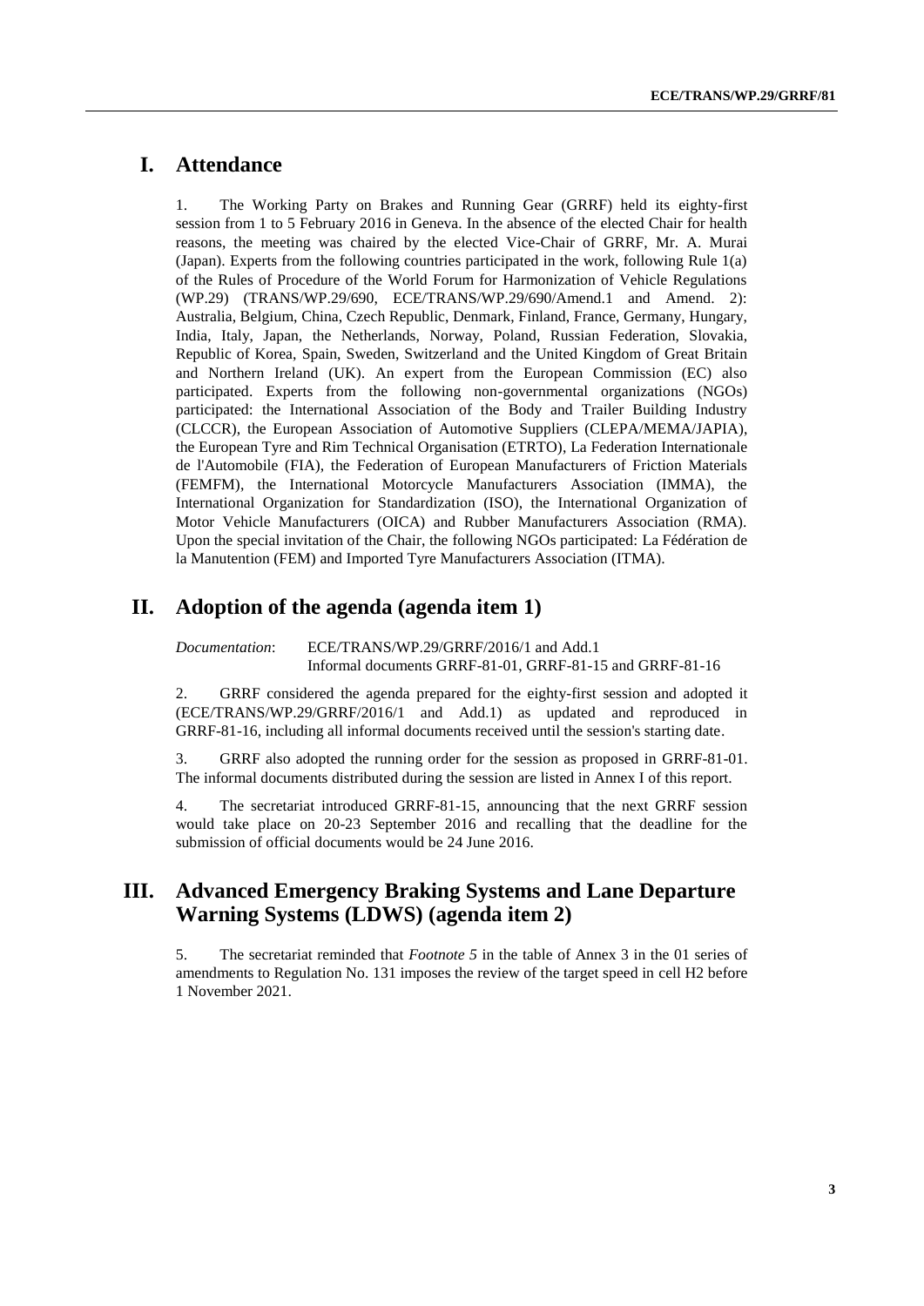## I. Attendance

1. The Working Party on Brakes and Running Gear (GRRF) held its eighty-first session from 1 to 5 February 2016 in Geneva. In the absence of the elected Chair for health reasons, the meeting was chaired by the elected Vice-Chair of GRRF, Mr. A. Murai (Japan). Experts from the following countries participated in the work, following Rule 1(a) of the Rules of Procedure of the World Forum for Harmonization of Vehicle Regulations (WP.29) (TRANS/WP.29/690, ECE/TRANS/WP.29/690/Amend.1 and Amend. 2): Australia, Belgium, China, Czech Republic, Denmark, Finland, France, Germany, Hungary, India, Italy, Japan, the Netherlands, Norway, Poland, Russian Federation, Slovakia, Republic of Korea, Spain, Sweden, Switzerland and the United Kingdom of Great Britain and Northern Ireland (UK). An expert from the European Commission (EC) also participated. Experts from the following non-governmental organizations (NGOs) participated: the International Association of the Body and Trailer Building Industry (CLCCR), the European Association of Automotive Suppliers (CLEPA/MEMA/JAPIA), the European Tyre and Rim Technical Organisation (ETRTO), La Federation Internationale de l'Automobile (FIA), the Federation of European Manufacturers of Friction Materials (FEMFM), the International Motorcycle Manufacturers Association (IMMA), the International Organization for Standardization (ISO), the International Organization of Motor Vehicle Manufacturers (OICA) and Rubber Manufacturers Association (RMA). Upon the special invitation of the Chair, the following NGOs participated: La Fédération de la Manutention (FEM) and Imported Tyre Manufacturers Association (ITMA).

## II. Adoption of the agenda (agenda item 1)

*Documentation*: ECE/TRANS/WP.29/GRRF/2016/1 and Add.1
Informal documents GRRF-81-01, GRRF-81-15 and GRRF-81-16

2. GRRF considered the agenda prepared for the eighty-first session and adopted it (ECE/TRANS/WP.29/GRRF/2016/1 and Add.1) as updated and reproduced in GRRF-81-16, including all informal documents received until the session's starting date.

3. GRRF also adopted the running order for the session as proposed in GRRF-81-01. The informal documents distributed during the session are listed in Annex I of this report.

4. The secretariat introduced GRRF-81-15, announcing that the next GRRF session would take place on 20-23 September 2016 and recalling that the deadline for the submission of official documents would be 24 June 2016.

## III. Advanced Emergency Braking Systems and Lane Departure Warning Systems (LDWS) (agenda item 2)

5. The secretariat reminded that *Footnote 5* in the table of Annex 3 in the 01 series of amendments to Regulation No. 131 imposes the review of the target speed in cell H2 before 1 November 2021.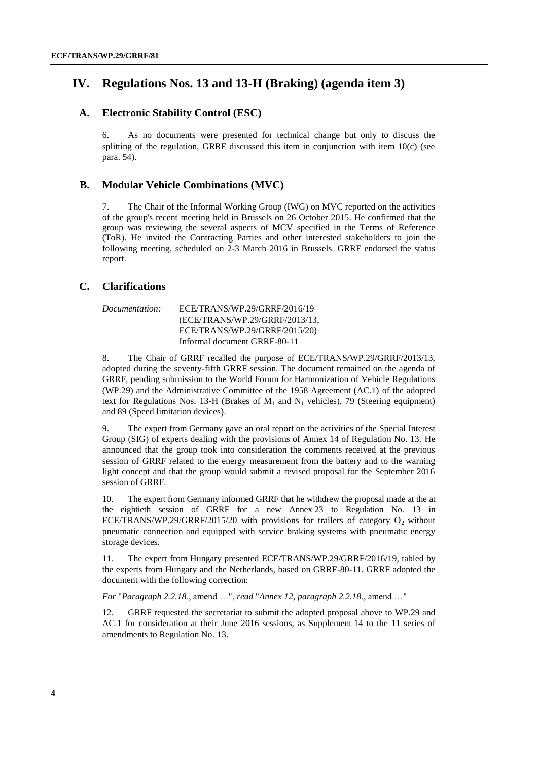# IV. Regulations Nos. 13 and 13-H (Braking) (agenda item 3)

## A. Electronic Stability Control (ESC)

6. As no documents were presented for technical change but only to discuss the splitting of the regulation, GRRF discussed this item in conjunction with item 10(c) (see para. 54).

## B. Modular Vehicle Combinations (MVC)

7. The Chair of the Informal Working Group (IWG) on MVC reported on the activities of the group's recent meeting held in Brussels on 26 October 2015. He confirmed that the group was reviewing the several aspects of MCV specified in the Terms of Reference (ToR). He invited the Contracting Parties and other interested stakeholders to join the following meeting, scheduled on 2-3 March 2016 in Brussels. GRRF endorsed the status report.

## C. Clarifications

*Documentation:* ECE/TRANS/WP.29/GRRF/2016/19
(ECE/TRANS/WP.29/GRRF/2013/13,
ECE/TRANS/WP.29/GRRF/2015/20)
Informal document GRRF-80-11

8. The Chair of GRRF recalled the purpose of ECE/TRANS/WP.29/GRRF/2013/13, adopted during the seventy-fifth GRRF session. The document remained on the agenda of GRRF, pending submission to the World Forum for Harmonization of Vehicle Regulations (WP.29) and the Administrative Committee of the 1958 Agreement (AC.1) of the adopted text for Regulations Nos. 13-H (Brakes of $M_1$ and $N_1$ vehicles), 79 (Steering equipment) and 89 (Speed limitation devices).

9. The expert from Germany gave an oral report on the activities of the Special Interest Group (SIG) of experts dealing with the provisions of Annex 14 of Regulation No. 13. He announced that the group took into consideration the comments received at the previous session of GRRF related to the energy measurement from the battery and to the warning light concept and that the group would submit a revised proposal for the September 2016 session of GRRF.

10. The expert from Germany informed GRRF that he withdrew the proposal made at the at the eightieth session of GRRF for a new Annex 23 to Regulation No. 13 in ECE/TRANS/WP.29/GRRF/2015/20 with provisions for trailers of category $O_2$ without pneumatic connection and equipped with service braking systems with pneumatic energy storage devices.

11. The expert from Hungary presented ECE/TRANS/WP.29/GRRF/2016/19, tabled by the experts from Hungary and the Netherlands, based on GRRF-80-11. GRRF adopted the document with the following correction:

*For* "*Paragraph 2.2.18*., amend …", *read* "*Annex 12, paragraph 2.2.18*., amend …"

12. GRRF requested the secretariat to submit the adopted proposal above to WP.29 and AC.1 for consideration at their June 2016 sessions, as Supplement 14 to the 11 series of amendments to Regulation No. 13.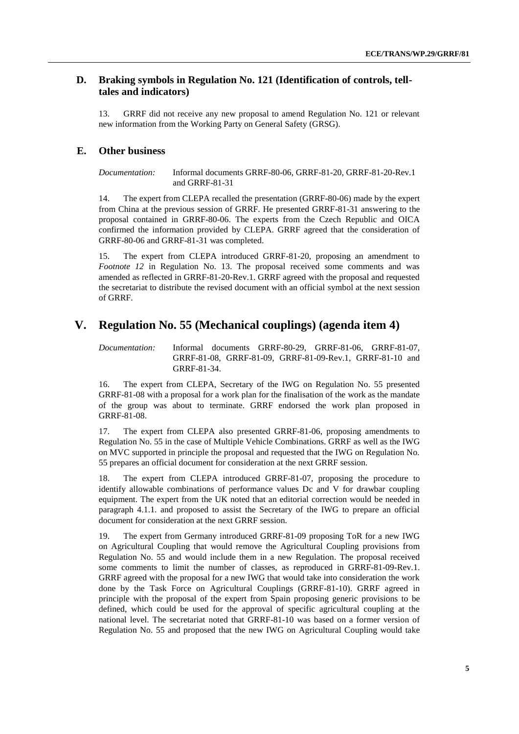### D. Braking symbols in Regulation No. 121 (Identification of controls, tell-tales and indicators)

13. GRRF did not receive any new proposal to amend Regulation No. 121 or relevant new information from the Working Party on General Safety (GRSG).

### E. Other business

*Documentation:* Informal documents GRRF-80-06, GRRF-81-20, GRRF-81-20-Rev.1 and GRRF-81-31

14. The expert from CLEPA recalled the presentation (GRRF-80-06) made by the expert from China at the previous session of GRRF. He presented GRRF-81-31 answering to the proposal contained in GRRF-80-06. The experts from the Czech Republic and OICA confirmed the information provided by CLEPA. GRRF agreed that the consideration of GRRF-80-06 and GRRF-81-31 was completed.

15. The expert from CLEPA introduced GRRF-81-20, proposing an amendment to *Footnote 12* in Regulation No. 13. The proposal received some comments and was amended as reflected in GRRF-81-20-Rev.1. GRRF agreed with the proposal and requested the secretariat to distribute the revised document with an official symbol at the next session of GRRF.

## V. Regulation No. 55 (Mechanical couplings) (agenda item 4)

*Documentation:* Informal documents GRRF-80-29, GRRF-81-06, GRRF-81-07, GRRF-81-08, GRRF-81-09, GRRF-81-09-Rev.1, GRRF-81-10 and GRRF-81-34.

16. The expert from CLEPA, Secretary of the IWG on Regulation No. 55 presented GRRF-81-08 with a proposal for a work plan for the finalisation of the work as the mandate of the group was about to terminate. GRRF endorsed the work plan proposed in GRRF-81-08.

17. The expert from CLEPA also presented GRRF-81-06, proposing amendments to Regulation No. 55 in the case of Multiple Vehicle Combinations. GRRF as well as the IWG on MVC supported in principle the proposal and requested that the IWG on Regulation No. 55 prepares an official document for consideration at the next GRRF session.

18. The expert from CLEPA introduced GRRF-81-07, proposing the procedure to identify allowable combinations of performance values Dc and V for drawbar coupling equipment. The expert from the UK noted that an editorial correction would be needed in paragraph 4.1.1. and proposed to assist the Secretary of the IWG to prepare an official document for consideration at the next GRRF session.

19. The expert from Germany introduced GRRF-81-09 proposing ToR for a new IWG on Agricultural Coupling that would remove the Agricultural Coupling provisions from Regulation No. 55 and would include them in a new Regulation. The proposal received some comments to limit the number of classes, as reproduced in GRRF-81-09-Rev.1. GRRF agreed with the proposal for a new IWG that would take into consideration the work done by the Task Force on Agricultural Couplings (GRRF-81-10). GRRF agreed in principle with the proposal of the expert from Spain proposing generic provisions to be defined, which could be used for the approval of specific agricultural coupling at the national level. The secretariat noted that GRRF-81-10 was based on a former version of Regulation No. 55 and proposed that the new IWG on Agricultural Coupling would take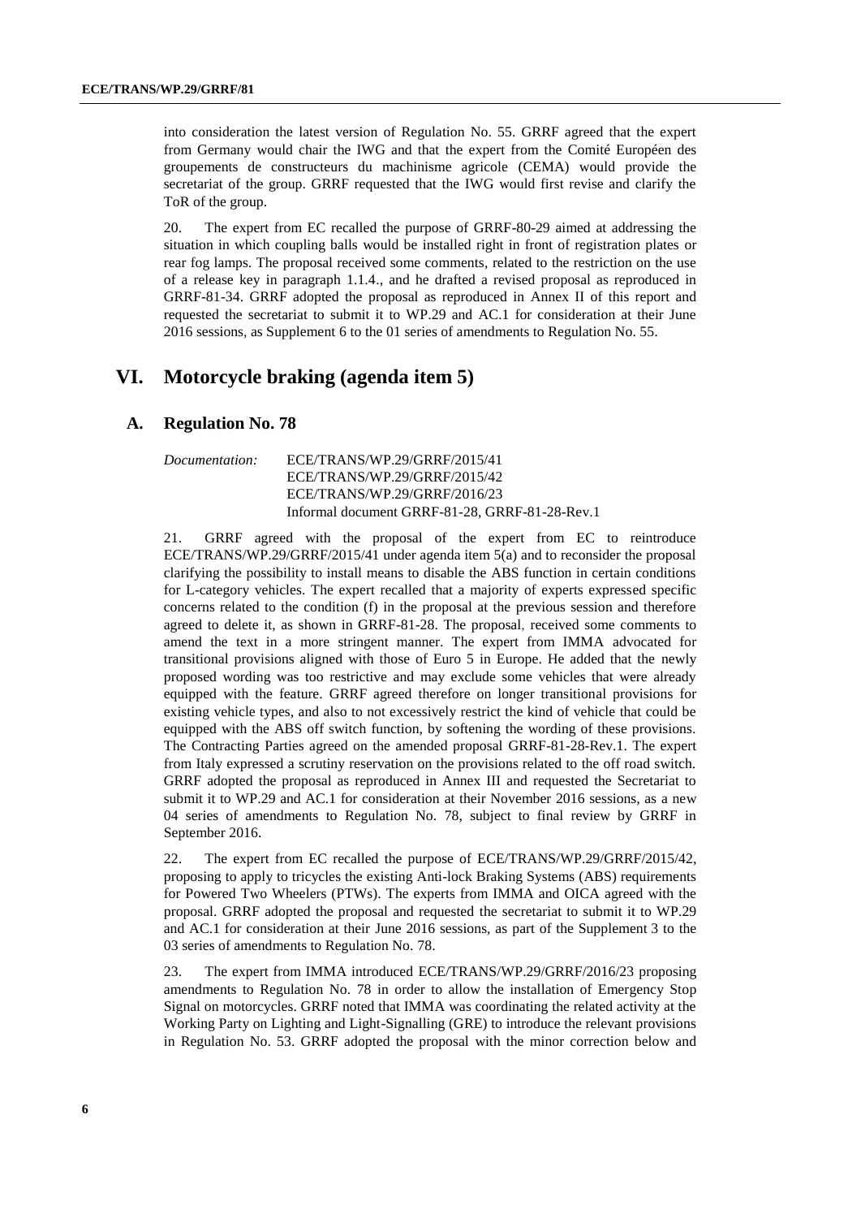into consideration the latest version of Regulation No. 55. GRRF agreed that the expert from Germany would chair the IWG and that the expert from the Comité Européen des groupements de constructeurs du machinisme agricole (CEMA) would provide the secretariat of the group. GRRF requested that the IWG would first revise and clarify the ToR of the group.

20. The expert from EC recalled the purpose of GRRF-80-29 aimed at addressing the situation in which coupling balls would be installed right in front of registration plates or rear fog lamps. The proposal received some comments, related to the restriction on the use of a release key in paragraph 1.1.4., and he drafted a revised proposal as reproduced in GRRF-81-34. GRRF adopted the proposal as reproduced in Annex II of this report and requested the secretariat to submit it to WP.29 and AC.1 for consideration at their June 2016 sessions, as Supplement 6 to the 01 series of amendments to Regulation No. 55.

# VI. Motorcycle braking (agenda item 5)

## A. Regulation No. 78

*Documentation:* ECE/TRANS/WP.29/GRRF/2015/41
ECE/TRANS/WP.29/GRRF/2015/42
ECE/TRANS/WP.29/GRRF/2016/23
Informal document GRRF-81-28, GRRF-81-28-Rev.1

21. GRRF agreed with the proposal of the expert from EC to reintroduce ECE/TRANS/WP.29/GRRF/2015/41 under agenda item 5(a) and to reconsider the proposal clarifying the possibility to install means to disable the ABS function in certain conditions for L-category vehicles. The expert recalled that a majority of experts expressed specific concerns related to the condition (f) in the proposal at the previous session and therefore agreed to delete it, as shown in GRRF-81-28. The proposal, received some comments to amend the text in a more stringent manner. The expert from IMMA advocated for transitional provisions aligned with those of Euro 5 in Europe. He added that the newly proposed wording was too restrictive and may exclude some vehicles that were already equipped with the feature. GRRF agreed therefore on longer transitional provisions for existing vehicle types, and also to not excessively restrict the kind of vehicle that could be equipped with the ABS off switch function, by softening the wording of these provisions. The Contracting Parties agreed on the amended proposal GRRF-81-28-Rev.1. The expert from Italy expressed a scrutiny reservation on the provisions related to the off road switch. GRRF adopted the proposal as reproduced in Annex III and requested the Secretariat to submit it to WP.29 and AC.1 for consideration at their November 2016 sessions, as a new 04 series of amendments to Regulation No. 78, subject to final review by GRRF in September 2016.

22. The expert from EC recalled the purpose of ECE/TRANS/WP.29/GRRF/2015/42, proposing to apply to tricycles the existing Anti-lock Braking Systems (ABS) requirements for Powered Two Wheelers (PTWs). The experts from IMMA and OICA agreed with the proposal. GRRF adopted the proposal and requested the secretariat to submit it to WP.29 and AC.1 for consideration at their June 2016 sessions, as part of the Supplement 3 to the 03 series of amendments to Regulation No. 78.

23. The expert from IMMA introduced ECE/TRANS/WP.29/GRRF/2016/23 proposing amendments to Regulation No. 78 in order to allow the installation of Emergency Stop Signal on motorcycles. GRRF noted that IMMA was coordinating the related activity at the Working Party on Lighting and Light-Signalling (GRE) to introduce the relevant provisions in Regulation No. 53. GRRF adopted the proposal with the minor correction below and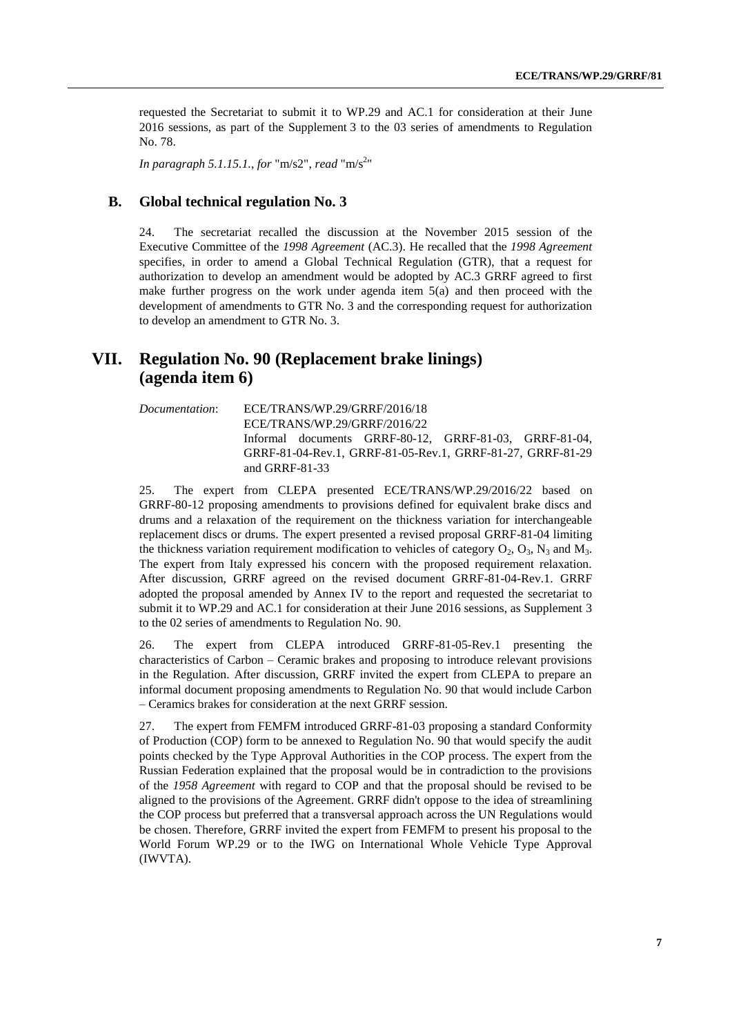requested the Secretariat to submit it to WP.29 and AC.1 for consideration at their June 2016 sessions, as part of the Supplement 3 to the 03 series of amendments to Regulation No. 78.

*In paragraph 5.1.15.1., for* "m/s2", *read* "$m/s^2$"

## B. Global technical regulation No. 3

24. The secretariat recalled the discussion at the November 2015 session of the Executive Committee of the *1998 Agreement* (AC.3). He recalled that the *1998 Agreement* specifies, in order to amend a Global Technical Regulation (GTR), that a request for authorization to develop an amendment would be adopted by AC.3 GRRF agreed to first make further progress on the work under agenda item 5(a) and then proceed with the development of amendments to GTR No. 3 and the corresponding request for authorization to develop an amendment to GTR No. 3.

# VII. Regulation No. 90 (Replacement brake linings) (agenda item 6)

*Documentation*: ECE/TRANS/WP.29/GRRF/2016/18
ECE/TRANS/WP.29/GRRF/2016/22
Informal documents GRRF-80-12, GRRF-81-03, GRRF-81-04, GRRF-81-04-Rev.1, GRRF-81-05-Rev.1, GRRF-81-27, GRRF-81-29 and GRRF-81-33

25. The expert from CLEPA presented ECE/TRANS/WP.29/2016/22 based on GRRF-80-12 proposing amendments to provisions defined for equivalent brake discs and drums and a relaxation of the requirement on the thickness variation for interchangeable replacement discs or drums. The expert presented a revised proposal GRRF-81-04 limiting the thickness variation requirement modification to vehicles of category $O_2$, $O_3$, $N_3$ and $M_3$. The expert from Italy expressed his concern with the proposed requirement relaxation. After discussion, GRRF agreed on the revised document GRRF-81-04-Rev.1. GRRF adopted the proposal amended by Annex IV to the report and requested the secretariat to submit it to WP.29 and AC.1 for consideration at their June 2016 sessions, as Supplement 3 to the 02 series of amendments to Regulation No. 90.

26. The expert from CLEPA introduced GRRF-81-05-Rev.1 presenting the characteristics of Carbon – Ceramic brakes and proposing to introduce relevant provisions in the Regulation. After discussion, GRRF invited the expert from CLEPA to prepare an informal document proposing amendments to Regulation No. 90 that would include Carbon – Ceramics brakes for consideration at the next GRRF session.

27. The expert from FEMFM introduced GRRF-81-03 proposing a standard Conformity of Production (COP) form to be annexed to Regulation No. 90 that would specify the audit points checked by the Type Approval Authorities in the COP process. The expert from the Russian Federation explained that the proposal would be in contradiction to the provisions of the *1958 Agreement* with regard to COP and that the proposal should be revised to be aligned to the provisions of the Agreement. GRRF didn't oppose to the idea of streamlining the COP process but preferred that a transversal approach across the UN Regulations would be chosen. Therefore, GRRF invited the expert from FEMFM to present his proposal to the World Forum WP.29 or to the IWG on International Whole Vehicle Type Approval (IWVTA).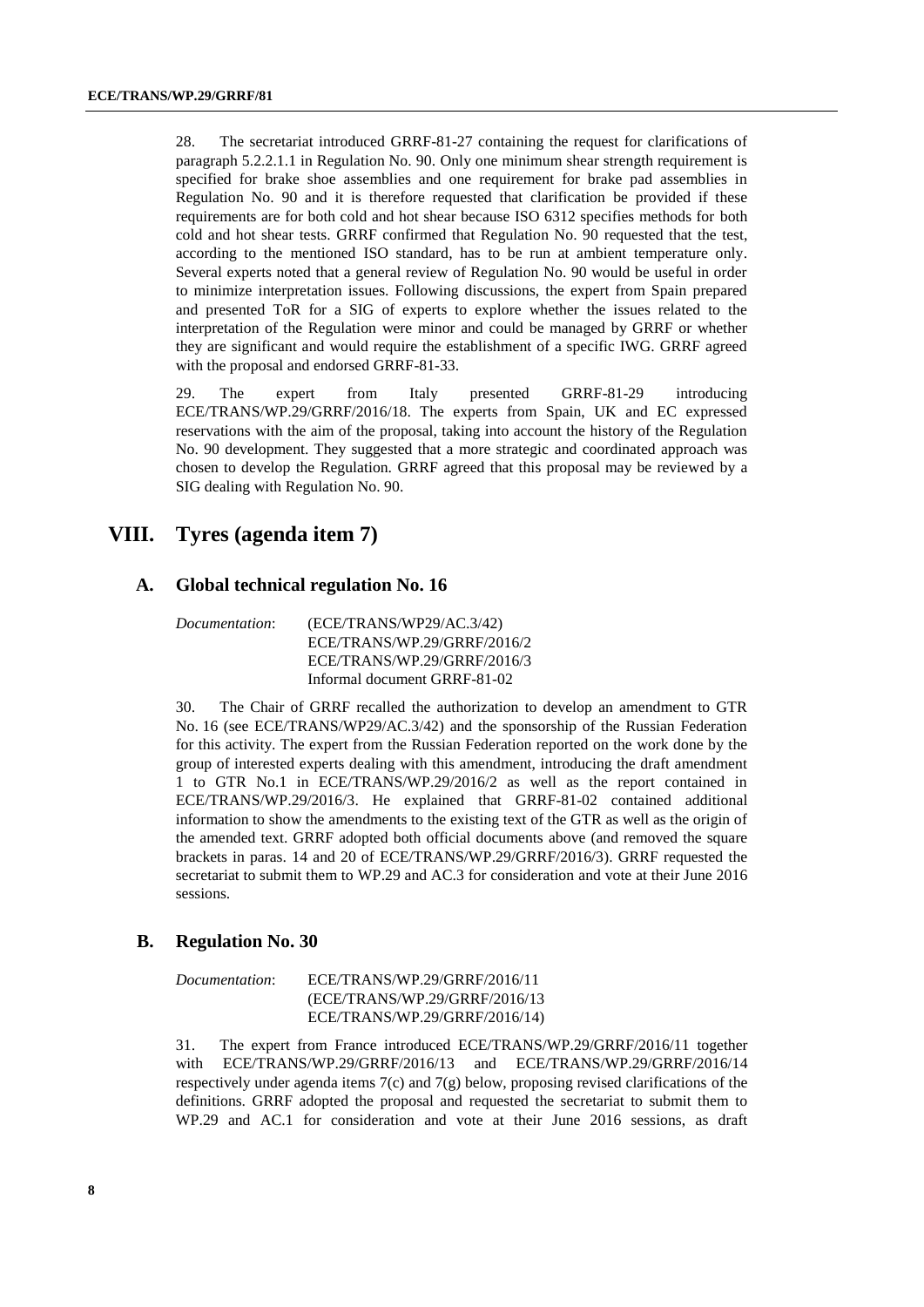28. The secretariat introduced GRRF-81-27 containing the request for clarifications of paragraph 5.2.2.1.1 in Regulation No. 90. Only one minimum shear strength requirement is specified for brake shoe assemblies and one requirement for brake pad assemblies in Regulation No. 90 and it is therefore requested that clarification be provided if these requirements are for both cold and hot shear because ISO 6312 specifies methods for both cold and hot shear tests. GRRF confirmed that Regulation No. 90 requested that the test, according to the mentioned ISO standard, has to be run at ambient temperature only. Several experts noted that a general review of Regulation No. 90 would be useful in order to minimize interpretation issues. Following discussions, the expert from Spain prepared and presented ToR for a SIG of experts to explore whether the issues related to the interpretation of the Regulation were minor and could be managed by GRRF or whether they are significant and would require the establishment of a specific IWG. GRRF agreed with the proposal and endorsed GRRF-81-33.

29. The expert from Italy presented GRRF-81-29 introducing ECE/TRANS/WP.29/GRRF/2016/18. The experts from Spain, UK and EC expressed reservations with the aim of the proposal, taking into account the history of the Regulation No. 90 development. They suggested that a more strategic and coordinated approach was chosen to develop the Regulation. GRRF agreed that this proposal may be reviewed by a SIG dealing with Regulation No. 90.

# VIII. Tyres (agenda item 7)

## A. Global technical regulation No. 16

*Documentation*: (ECE/TRANS/WP29/AC.3/42)
ECE/TRANS/WP.29/GRRF/2016/2
ECE/TRANS/WP.29/GRRF/2016/3
Informal document GRRF-81-02

30. The Chair of GRRF recalled the authorization to develop an amendment to GTR No. 16 (see ECE/TRANS/WP29/AC.3/42) and the sponsorship of the Russian Federation for this activity. The expert from the Russian Federation reported on the work done by the group of interested experts dealing with this amendment, introducing the draft amendment 1 to GTR No.1 in ECE/TRANS/WP.29/2016/2 as well as the report contained in ECE/TRANS/WP.29/2016/3. He explained that GRRF-81-02 contained additional information to show the amendments to the existing text of the GTR as well as the origin of the amended text. GRRF adopted both official documents above (and removed the square brackets in paras. 14 and 20 of ECE/TRANS/WP.29/GRRF/2016/3). GRRF requested the secretariat to submit them to WP.29 and AC.3 for consideration and vote at their June 2016 sessions.

## B. Regulation No. 30

*Documentation*: ECE/TRANS/WP.29/GRRF/2016/11
(ECE/TRANS/WP.29/GRRF/2016/13
ECE/TRANS/WP.29/GRRF/2016/14)

31. The expert from France introduced ECE/TRANS/WP.29/GRRF/2016/11 together with ECE/TRANS/WP.29/GRRF/2016/13 and ECE/TRANS/WP.29/GRRF/2016/14 respectively under agenda items 7(c) and 7(g) below, proposing revised clarifications of the definitions. GRRF adopted the proposal and requested the secretariat to submit them to WP.29 and AC.1 for consideration and vote at their June 2016 sessions, as draft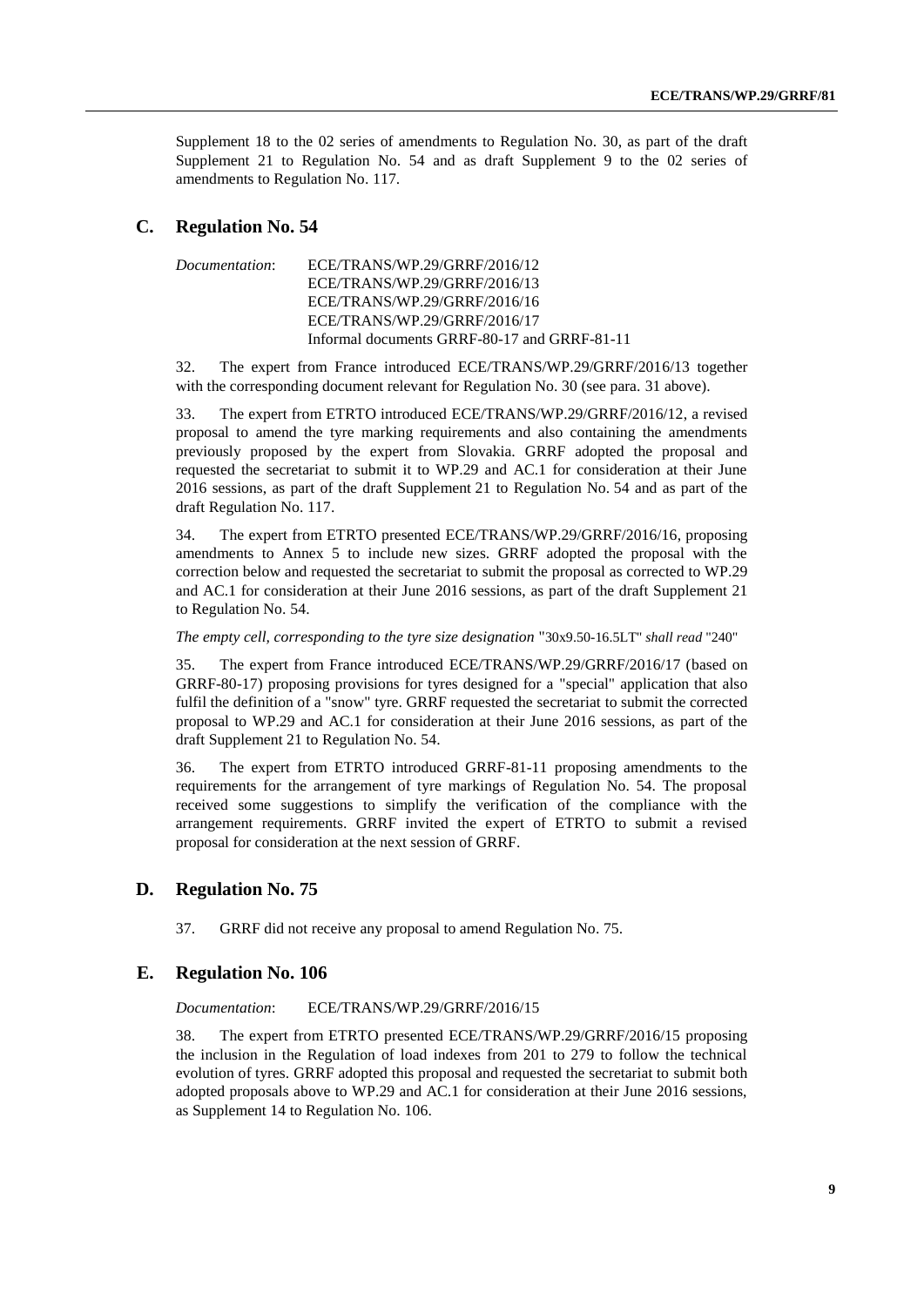Supplement 18 to the 02 series of amendments to Regulation No. 30, as part of the draft Supplement 21 to Regulation No. 54 and as draft Supplement 9 to the 02 series of amendments to Regulation No. 117.

## C. Regulation No. 54

*Documentation*: ECE/TRANS/WP.29/GRRF/2016/12
ECE/TRANS/WP.29/GRRF/2016/13
ECE/TRANS/WP.29/GRRF/2016/16
ECE/TRANS/WP.29/GRRF/2016/17
Informal documents GRRF-80-17 and GRRF-81-11

32. The expert from France introduced ECE/TRANS/WP.29/GRRF/2016/13 together with the corresponding document relevant for Regulation No. 30 (see para. 31 above).

33. The expert from ETRTO introduced ECE/TRANS/WP.29/GRRF/2016/12, a revised proposal to amend the tyre marking requirements and also containing the amendments previously proposed by the expert from Slovakia. GRRF adopted the proposal and requested the secretariat to submit it to WP.29 and AC.1 for consideration at their June 2016 sessions, as part of the draft Supplement 21 to Regulation No. 54 and as part of the draft Regulation No. 117.

34. The expert from ETRTO presented ECE/TRANS/WP.29/GRRF/2016/16, proposing amendments to Annex 5 to include new sizes. GRRF adopted the proposal with the correction below and requested the secretariat to submit the proposal as corrected to WP.29 and AC.1 for consideration at their June 2016 sessions, as part of the draft Supplement 21 to Regulation No. 54.

*The empty cell, corresponding to the tyre size designation* "30x9.50-16.5LT" *shall read* "240"

35. The expert from France introduced ECE/TRANS/WP.29/GRRF/2016/17 (based on GRRF-80-17) proposing provisions for tyres designed for a "special" application that also fulfil the definition of a "snow" tyre. GRRF requested the secretariat to submit the corrected proposal to WP.29 and AC.1 for consideration at their June 2016 sessions, as part of the draft Supplement 21 to Regulation No. 54.

36. The expert from ETRTO introduced GRRF-81-11 proposing amendments to the requirements for the arrangement of tyre markings of Regulation No. 54. The proposal received some suggestions to simplify the verification of the compliance with the arrangement requirements. GRRF invited the expert of ETRTO to submit a revised proposal for consideration at the next session of GRRF.

## D. Regulation No. 75

37. GRRF did not receive any proposal to amend Regulation No. 75.

## E. Regulation No. 106

*Documentation*: ECE/TRANS/WP.29/GRRF/2016/15

38. The expert from ETRTO presented ECE/TRANS/WP.29/GRRF/2016/15 proposing the inclusion in the Regulation of load indexes from 201 to 279 to follow the technical evolution of tyres. GRRF adopted this proposal and requested the secretariat to submit both adopted proposals above to WP.29 and AC.1 for consideration at their June 2016 sessions, as Supplement 14 to Regulation No. 106.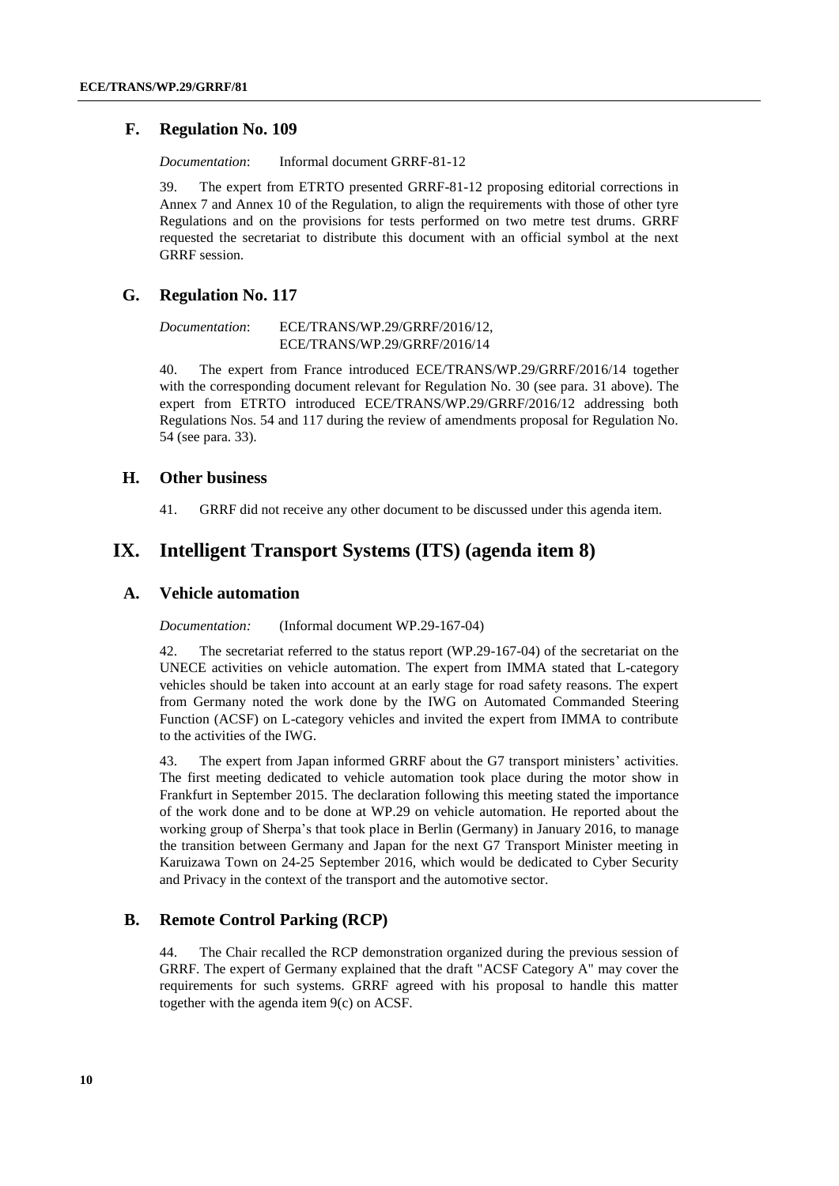### F. Regulation No. 109

*Documentation*: Informal document GRRF-81-12

39. The expert from ETRTO presented GRRF-81-12 proposing editorial corrections in Annex 7 and Annex 10 of the Regulation, to align the requirements with those of other tyre Regulations and on the provisions for tests performed on two metre test drums. GRRF requested the secretariat to distribute this document with an official symbol at the next GRRF session.

### G. Regulation No. 117

*Documentation*: ECE/TRANS/WP.29/GRRF/2016/12, ECE/TRANS/WP.29/GRRF/2016/14

40. The expert from France introduced ECE/TRANS/WP.29/GRRF/2016/14 together with the corresponding document relevant for Regulation No. 30 (see para. 31 above). The expert from ETRTO introduced ECE/TRANS/WP.29/GRRF/2016/12 addressing both Regulations Nos. 54 and 117 during the review of amendments proposal for Regulation No. 54 (see para. 33).

### H. Other business

41. GRRF did not receive any other document to be discussed under this agenda item.

## IX. Intelligent Transport Systems (ITS) (agenda item 8)

### A. Vehicle automation

*Documentation:* (Informal document WP.29-167-04)

42. The secretariat referred to the status report (WP.29-167-04) of the secretariat on the UNECE activities on vehicle automation. The expert from IMMA stated that L-category vehicles should be taken into account at an early stage for road safety reasons. The expert from Germany noted the work done by the IWG on Automated Commanded Steering Function (ACSF) on L-category vehicles and invited the expert from IMMA to contribute to the activities of the IWG.

43. The expert from Japan informed GRRF about the G7 transport ministers' activities. The first meeting dedicated to vehicle automation took place during the motor show in Frankfurt in September 2015. The declaration following this meeting stated the importance of the work done and to be done at WP.29 on vehicle automation. He reported about the working group of Sherpa's that took place in Berlin (Germany) in January 2016, to manage the transition between Germany and Japan for the next G7 Transport Minister meeting in Karuizawa Town on 24-25 September 2016, which would be dedicated to Cyber Security and Privacy in the context of the transport and the automotive sector.

### B. Remote Control Parking (RCP)

44. The Chair recalled the RCP demonstration organized during the previous session of GRRF. The expert of Germany explained that the draft "ACSF Category A" may cover the requirements for such systems. GRRF agreed with his proposal to handle this matter together with the agenda item 9(c) on ACSF.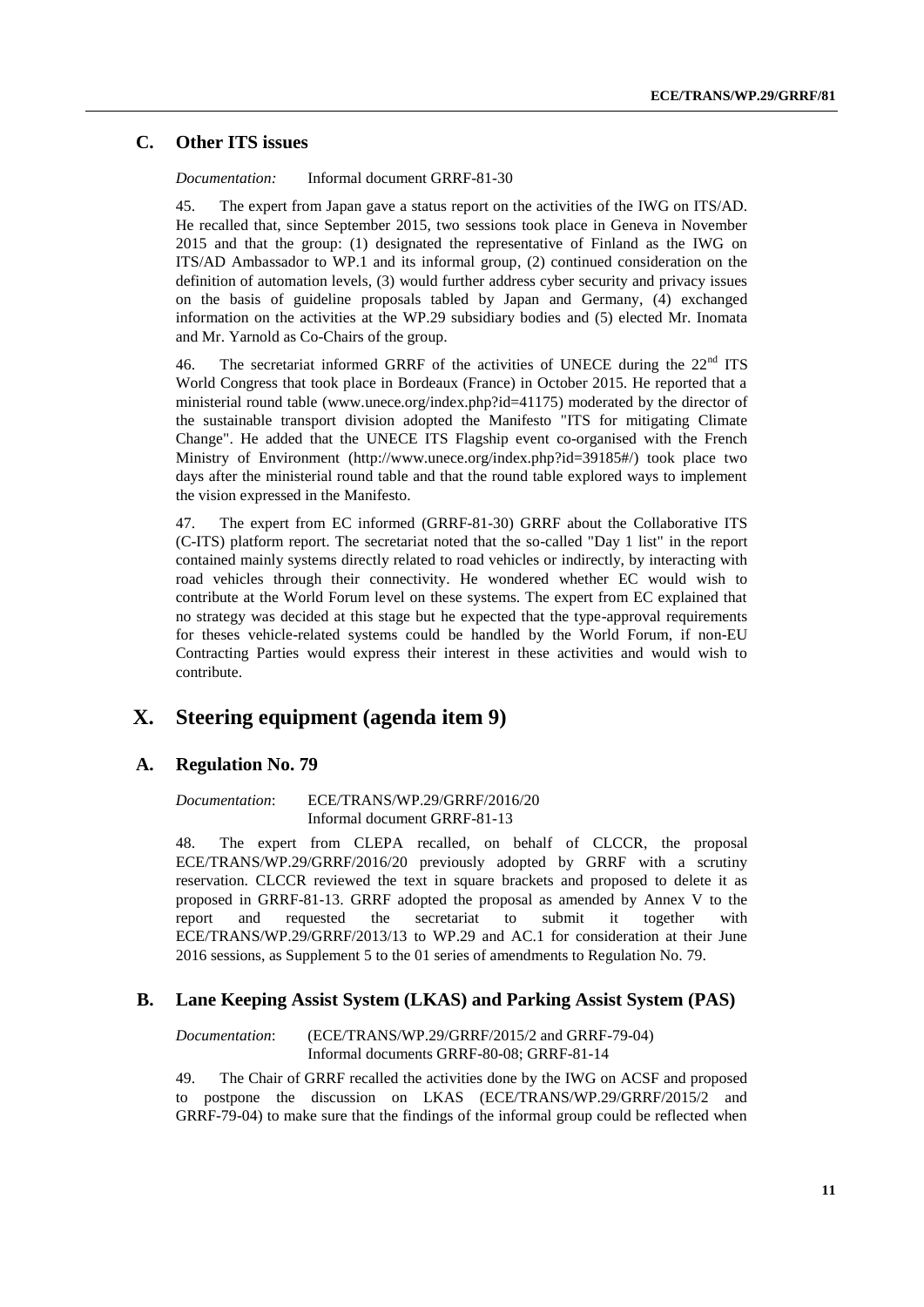### C. Other ITS issues

*Documentation:* Informal document GRRF-81-30

45. The expert from Japan gave a status report on the activities of the IWG on ITS/AD. He recalled that, since September 2015, two sessions took place in Geneva in November 2015 and that the group: (1) designated the representative of Finland as the IWG on ITS/AD Ambassador to WP.1 and its informal group, (2) continued consideration on the definition of automation levels, (3) would further address cyber security and privacy issues on the basis of guideline proposals tabled by Japan and Germany, (4) exchanged information on the activities at the WP.29 subsidiary bodies and (5) elected Mr. Inomata and Mr. Yarnold as Co-Chairs of the group.

46. The secretariat informed GRRF of the activities of UNECE during the 22nd ITS World Congress that took place in Bordeaux (France) in October 2015. He reported that a ministerial round table (www.unece.org/index.php?id=41175) moderated by the director of the sustainable transport division adopted the Manifesto "ITS for mitigating Climate Change". He added that the UNECE ITS Flagship event co-organised with the French Ministry of Environment (http://www.unece.org/index.php?id=39185#/) took place two days after the ministerial round table and that the round table explored ways to implement the vision expressed in the Manifesto.

47. The expert from EC informed (GRRF-81-30) GRRF about the Collaborative ITS (C-ITS) platform report. The secretariat noted that the so-called "Day 1 list" in the report contained mainly systems directly related to road vehicles or indirectly, by interacting with road vehicles through their connectivity. He wondered whether EC would wish to contribute at the World Forum level on these systems. The expert from EC explained that no strategy was decided at this stage but he expected that the type-approval requirements for theses vehicle-related systems could be handled by the World Forum, if non-EU Contracting Parties would express their interest in these activities and would wish to contribute.

## X. Steering equipment (agenda item 9)

### A. Regulation No. 79

*Documentation*: ECE/TRANS/WP.29/GRRF/2016/20
Informal document GRRF-81-13

48. The expert from CLEPA recalled, on behalf of CLCCR, the proposal ECE/TRANS/WP.29/GRRF/2016/20 previously adopted by GRRF with a scrutiny reservation. CLCCR reviewed the text in square brackets and proposed to delete it as proposed in GRRF-81-13. GRRF adopted the proposal as amended by Annex V to the report and requested the secretariat to submit it together with ECE/TRANS/WP.29/GRRF/2013/13 to WP.29 and AC.1 for consideration at their June 2016 sessions, as Supplement 5 to the 01 series of amendments to Regulation No. 79.

### B. Lane Keeping Assist System (LKAS) and Parking Assist System (PAS)

*Documentation*: (ECE/TRANS/WP.29/GRRF/2015/2 and GRRF-79-04)
Informal documents GRRF-80-08; GRRF-81-14

49. The Chair of GRRF recalled the activities done by the IWG on ACSF and proposed to postpone the discussion on LKAS (ECE/TRANS/WP.29/GRRF/2015/2 and GRRF-79-04) to make sure that the findings of the informal group could be reflected when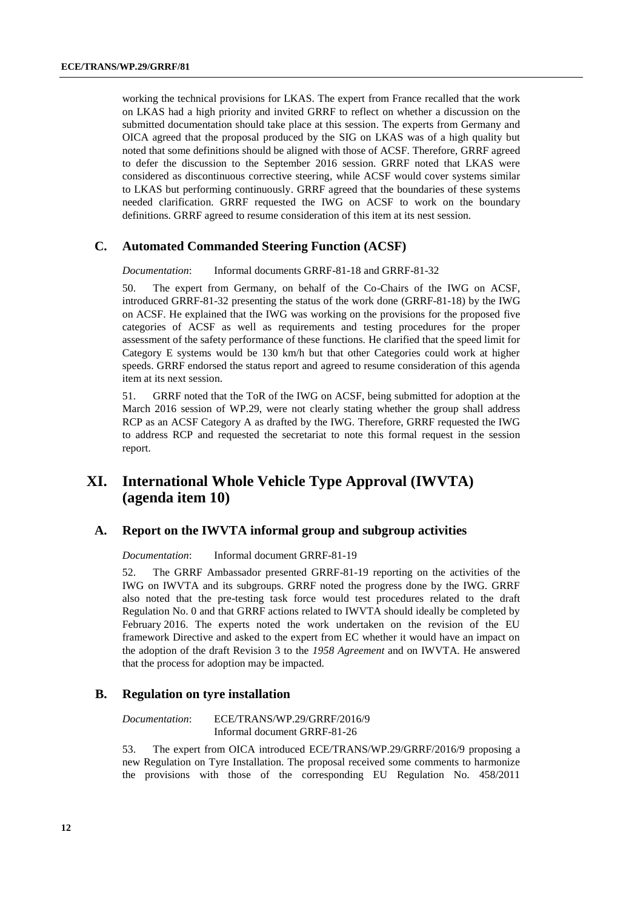working the technical provisions for LKAS. The expert from France recalled that the work on LKAS had a high priority and invited GRRF to reflect on whether a discussion on the submitted documentation should take place at this session. The experts from Germany and OICA agreed that the proposal produced by the SIG on LKAS was of a high quality but noted that some definitions should be aligned with those of ACSF. Therefore, GRRF agreed to defer the discussion to the September 2016 session. GRRF noted that LKAS were considered as discontinuous corrective steering, while ACSF would cover systems similar to LKAS but performing continuously. GRRF agreed that the boundaries of these systems needed clarification. GRRF requested the IWG on ACSF to work on the boundary definitions. GRRF agreed to resume consideration of this item at its nest session.

## C. Automated Commanded Steering Function (ACSF)

*Documentation*: Informal documents GRRF-81-18 and GRRF-81-32

50. The expert from Germany, on behalf of the Co-Chairs of the IWG on ACSF, introduced GRRF-81-32 presenting the status of the work done (GRRF-81-18) by the IWG on ACSF. He explained that the IWG was working on the provisions for the proposed five categories of ACSF as well as requirements and testing procedures for the proper assessment of the safety performance of these functions. He clarified that the speed limit for Category E systems would be 130 km/h but that other Categories could work at higher speeds. GRRF endorsed the status report and agreed to resume consideration of this agenda item at its next session.

51. GRRF noted that the ToR of the IWG on ACSF, being submitted for adoption at the March 2016 session of WP.29, were not clearly stating whether the group shall address RCP as an ACSF Category A as drafted by the IWG. Therefore, GRRF requested the IWG to address RCP and requested the secretariat to note this formal request in the session report.

# XI. International Whole Vehicle Type Approval (IWVTA) (agenda item 10)

## A. Report on the IWVTA informal group and subgroup activities

*Documentation*: Informal document GRRF-81-19

52. The GRRF Ambassador presented GRRF-81-19 reporting on the activities of the IWG on IWVTA and its subgroups. GRRF noted the progress done by the IWG. GRRF also noted that the pre-testing task force would test procedures related to the draft Regulation No. 0 and that GRRF actions related to IWVTA should ideally be completed by February 2016. The experts noted the work undertaken on the revision of the EU framework Directive and asked to the expert from EC whether it would have an impact on the adoption of the draft Revision 3 to the *1958 Agreement* and on IWVTA. He answered that the process for adoption may be impacted.

## B. Regulation on tyre installation

*Documentation*: ECE/TRANS/WP.29/GRRF/2016/9
Informal document GRRF-81-26

53. The expert from OICA introduced ECE/TRANS/WP.29/GRRF/2016/9 proposing a new Regulation on Tyre Installation. The proposal received some comments to harmonize the provisions with those of the corresponding EU Regulation No. 458/2011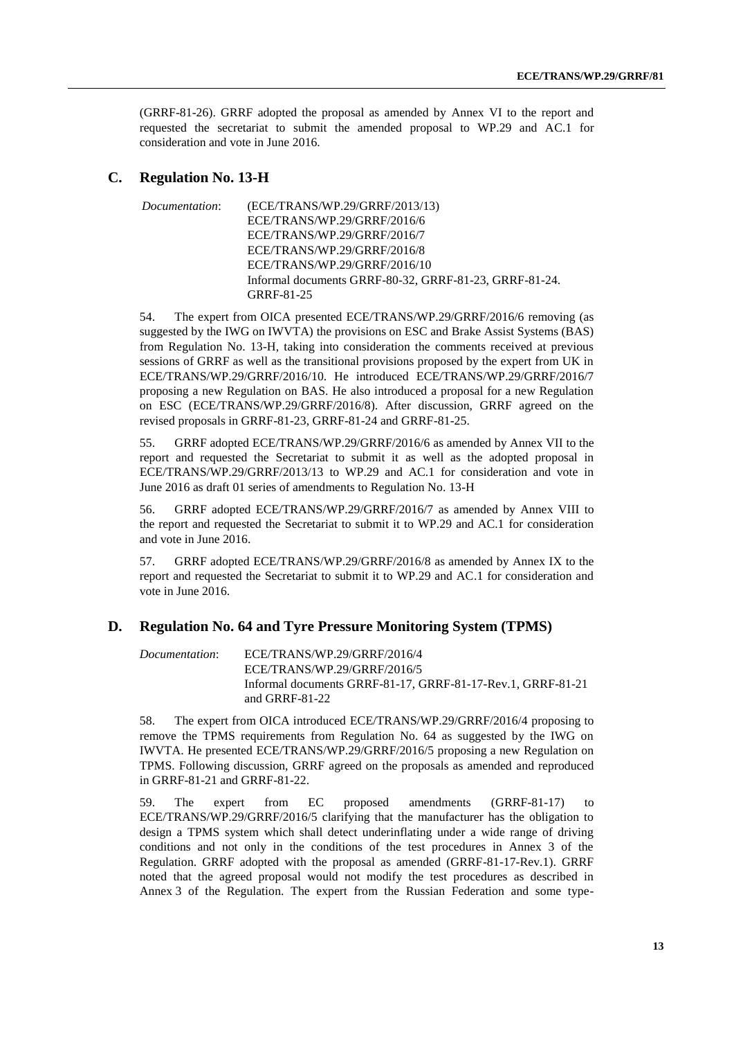(GRRF-81-26). GRRF adopted the proposal as amended by Annex VI to the report and requested the secretariat to submit the amended proposal to WP.29 and AC.1 for consideration and vote in June 2016.

## C. Regulation No. 13-H

*Documentation*: (ECE/TRANS/WP.29/GRRF/2013/13)
ECE/TRANS/WP.29/GRRF/2016/6
ECE/TRANS/WP.29/GRRF/2016/7
ECE/TRANS/WP.29/GRRF/2016/8
ECE/TRANS/WP.29/GRRF/2016/10
Informal documents GRRF-80-32, GRRF-81-23, GRRF-81-24. GRRF-81-25

54. The expert from OICA presented ECE/TRANS/WP.29/GRRF/2016/6 removing (as suggested by the IWG on IWVTA) the provisions on ESC and Brake Assist Systems (BAS) from Regulation No. 13-H, taking into consideration the comments received at previous sessions of GRRF as well as the transitional provisions proposed by the expert from UK in ECE/TRANS/WP.29/GRRF/2016/10. He introduced ECE/TRANS/WP.29/GRRF/2016/7 proposing a new Regulation on BAS. He also introduced a proposal for a new Regulation on ESC (ECE/TRANS/WP.29/GRRF/2016/8). After discussion, GRRF agreed on the revised proposals in GRRF-81-23, GRRF-81-24 and GRRF-81-25.

55. GRRF adopted ECE/TRANS/WP.29/GRRF/2016/6 as amended by Annex VII to the report and requested the Secretariat to submit it as well as the adopted proposal in ECE/TRANS/WP.29/GRRF/2013/13 to WP.29 and AC.1 for consideration and vote in June 2016 as draft 01 series of amendments to Regulation No. 13-H

56. GRRF adopted ECE/TRANS/WP.29/GRRF/2016/7 as amended by Annex VIII to the report and requested the Secretariat to submit it to WP.29 and AC.1 for consideration and vote in June 2016.

57. GRRF adopted ECE/TRANS/WP.29/GRRF/2016/8 as amended by Annex IX to the report and requested the Secretariat to submit it to WP.29 and AC.1 for consideration and vote in June 2016.

## D. Regulation No. 64 and Tyre Pressure Monitoring System (TPMS)

*Documentation*: ECE/TRANS/WP.29/GRRF/2016/4
ECE/TRANS/WP.29/GRRF/2016/5
Informal documents GRRF-81-17, GRRF-81-17-Rev.1, GRRF-81-21 and GRRF-81-22

58. The expert from OICA introduced ECE/TRANS/WP.29/GRRF/2016/4 proposing to remove the TPMS requirements from Regulation No. 64 as suggested by the IWG on IWVTA. He presented ECE/TRANS/WP.29/GRRF/2016/5 proposing a new Regulation on TPMS. Following discussion, GRRF agreed on the proposals as amended and reproduced in GRRF-81-21 and GRRF-81-22.

59. The expert from EC proposed amendments (GRRF-81-17) to ECE/TRANS/WP.29/GRRF/2016/5 clarifying that the manufacturer has the obligation to design a TPMS system which shall detect underinflating under a wide range of driving conditions and not only in the conditions of the test procedures in Annex 3 of the Regulation. GRRF adopted with the proposal as amended (GRRF-81-17-Rev.1). GRRF noted that the agreed proposal would not modify the test procedures as described in Annex 3 of the Regulation. The expert from the Russian Federation and some type-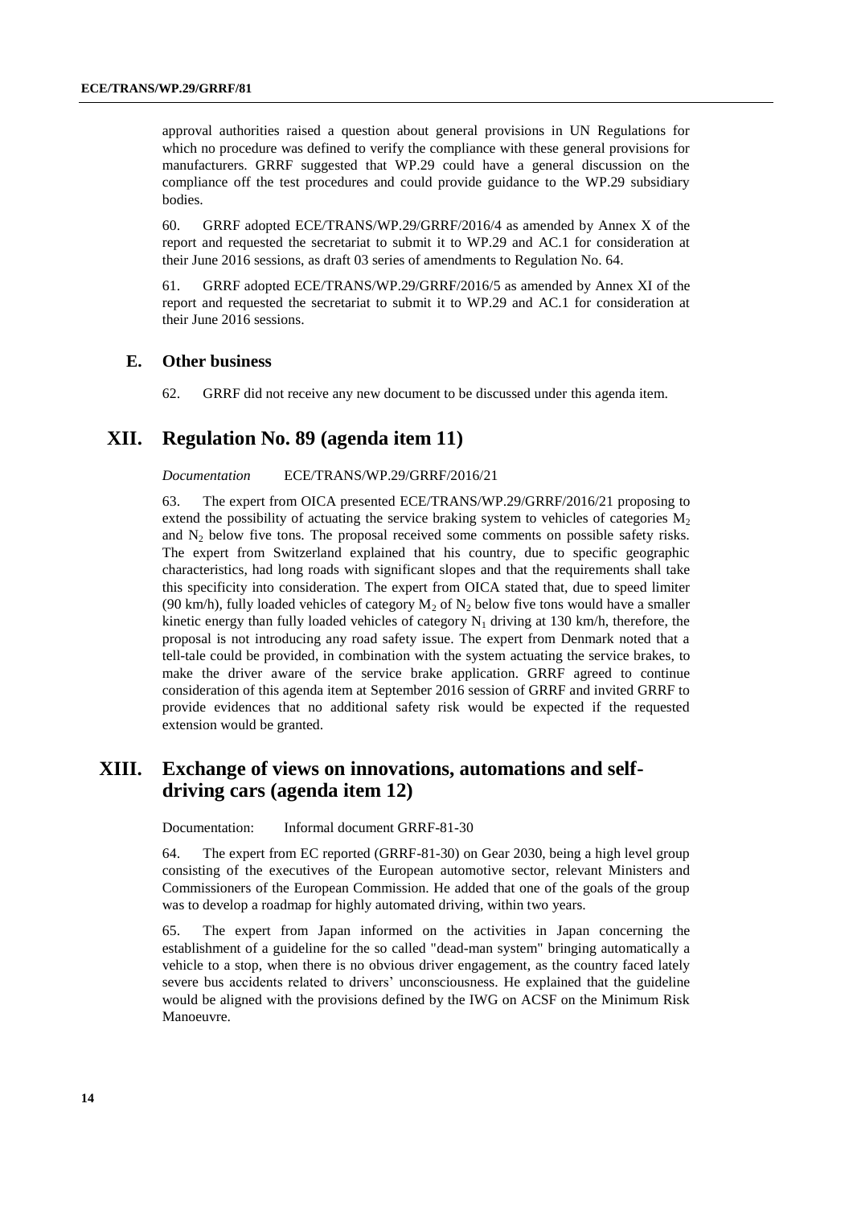approval authorities raised a question about general provisions in UN Regulations for which no procedure was defined to verify the compliance with these general provisions for manufacturers. GRRF suggested that WP.29 could have a general discussion on the compliance off the test procedures and could provide guidance to the WP.29 subsidiary bodies.

60. GRRF adopted ECE/TRANS/WP.29/GRRF/2016/4 as amended by Annex X of the report and requested the secretariat to submit it to WP.29 and AC.1 for consideration at their June 2016 sessions, as draft 03 series of amendments to Regulation No. 64.

61. GRRF adopted ECE/TRANS/WP.29/GRRF/2016/5 as amended by Annex XI of the report and requested the secretariat to submit it to WP.29 and AC.1 for consideration at their June 2016 sessions.

### E. Other business

62. GRRF did not receive any new document to be discussed under this agenda item.

## XII. Regulation No. 89 (agenda item 11)

*Documentation* ECE/TRANS/WP.29/GRRF/2016/21

63. The expert from OICA presented ECE/TRANS/WP.29/GRRF/2016/21 proposing to extend the possibility of actuating the service braking system to vehicles of categories $M_2$ and $N_2$ below five tons. The proposal received some comments on possible safety risks. The expert from Switzerland explained that his country, due to specific geographic characteristics, had long roads with significant slopes and that the requirements shall take this specificity into consideration. The expert from OICA stated that, due to speed limiter (90 km/h), fully loaded vehicles of category $M_2$ of $N_2$ below five tons would have a smaller kinetic energy than fully loaded vehicles of category $N_1$ driving at 130 km/h, therefore, the proposal is not introducing any road safety issue. The expert from Denmark noted that a tell-tale could be provided, in combination with the system actuating the service brakes, to make the driver aware of the service brake application. GRRF agreed to continue consideration of this agenda item at September 2016 session of GRRF and invited GRRF to provide evidences that no additional safety risk would be expected if the requested extension would be granted.

## XIII. Exchange of views on innovations, automations and self-driving cars (agenda item 12)

Documentation: Informal document GRRF-81-30

64. The expert from EC reported (GRRF-81-30) on Gear 2030, being a high level group consisting of the executives of the European automotive sector, relevant Ministers and Commissioners of the European Commission. He added that one of the goals of the group was to develop a roadmap for highly automated driving, within two years.

65. The expert from Japan informed on the activities in Japan concerning the establishment of a guideline for the so called "dead-man system" bringing automatically a vehicle to a stop, when there is no obvious driver engagement, as the country faced lately severe bus accidents related to drivers' unconsciousness. He explained that the guideline would be aligned with the provisions defined by the IWG on ACSF on the Minimum Risk Manoeuvre.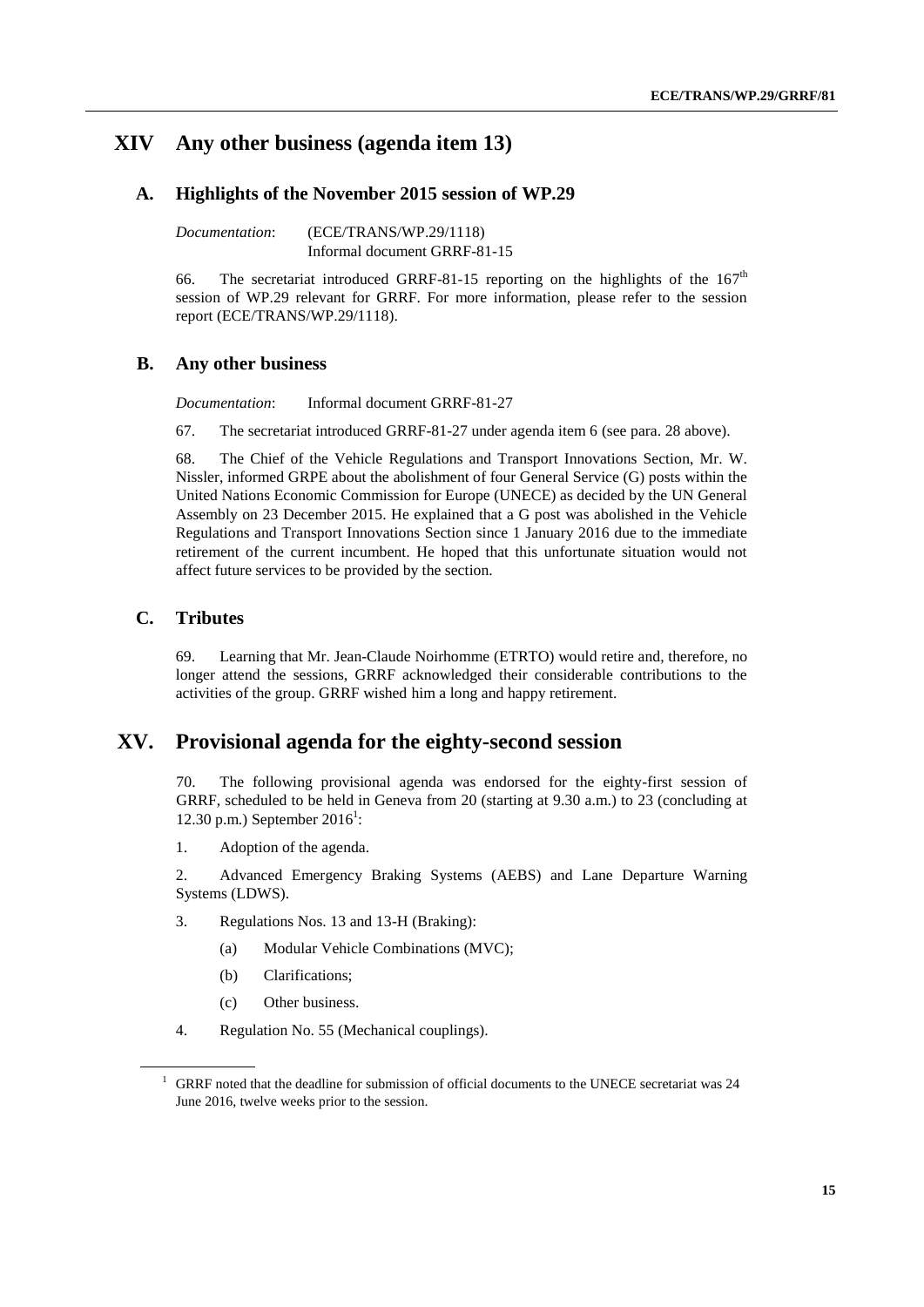## XIV Any other business (agenda item 13)

### A. Highlights of the November 2015 session of WP.29

*Documentation*: (ECE/TRANS/WP.29/1118)
Informal document GRRF-81-15

66. The secretariat introduced GRRF-81-15 reporting on the highlights of the 167th session of WP.29 relevant for GRRF. For more information, please refer to the session report (ECE/TRANS/WP.29/1118).

### B. Any other business

*Documentation*: Informal document GRRF-81-27

67. The secretariat introduced GRRF-81-27 under agenda item 6 (see para. 28 above).

68. The Chief of the Vehicle Regulations and Transport Innovations Section, Mr. W. Nissler, informed GRPE about the abolishment of four General Service (G) posts within the United Nations Economic Commission for Europe (UNECE) as decided by the UN General Assembly on 23 December 2015. He explained that a G post was abolished in the Vehicle Regulations and Transport Innovations Section since 1 January 2016 due to the immediate retirement of the current incumbent. He hoped that this unfortunate situation would not affect future services to be provided by the section.

### C. Tributes

69. Learning that Mr. Jean-Claude Noirhomme (ETRTO) would retire and, therefore, no longer attend the sessions, GRRF acknowledged their considerable contributions to the activities of the group. GRRF wished him a long and happy retirement.

## XV. Provisional agenda for the eighty-second session

70. The following provisional agenda was endorsed for the eighty-first session of GRRF, scheduled to be held in Geneva from 20 (starting at 9.30 a.m.) to 23 (concluding at 12.30 p.m.) September 2016[1]:

1. Adoption of the agenda.

2. Advanced Emergency Braking Systems (AEBS) and Lane Departure Warning Systems (LDWS).

3. Regulations Nos. 13 and 13-H (Braking):

   (a) Modular Vehicle Combinations (MVC);

   (b) Clarifications;

   (c) Other business.

4. Regulation No. 55 (Mechanical couplings).

---

[1] GRRF noted that the deadline for submission of official documents to the UNECE secretariat was 24 June 2016, twelve weeks prior to the session.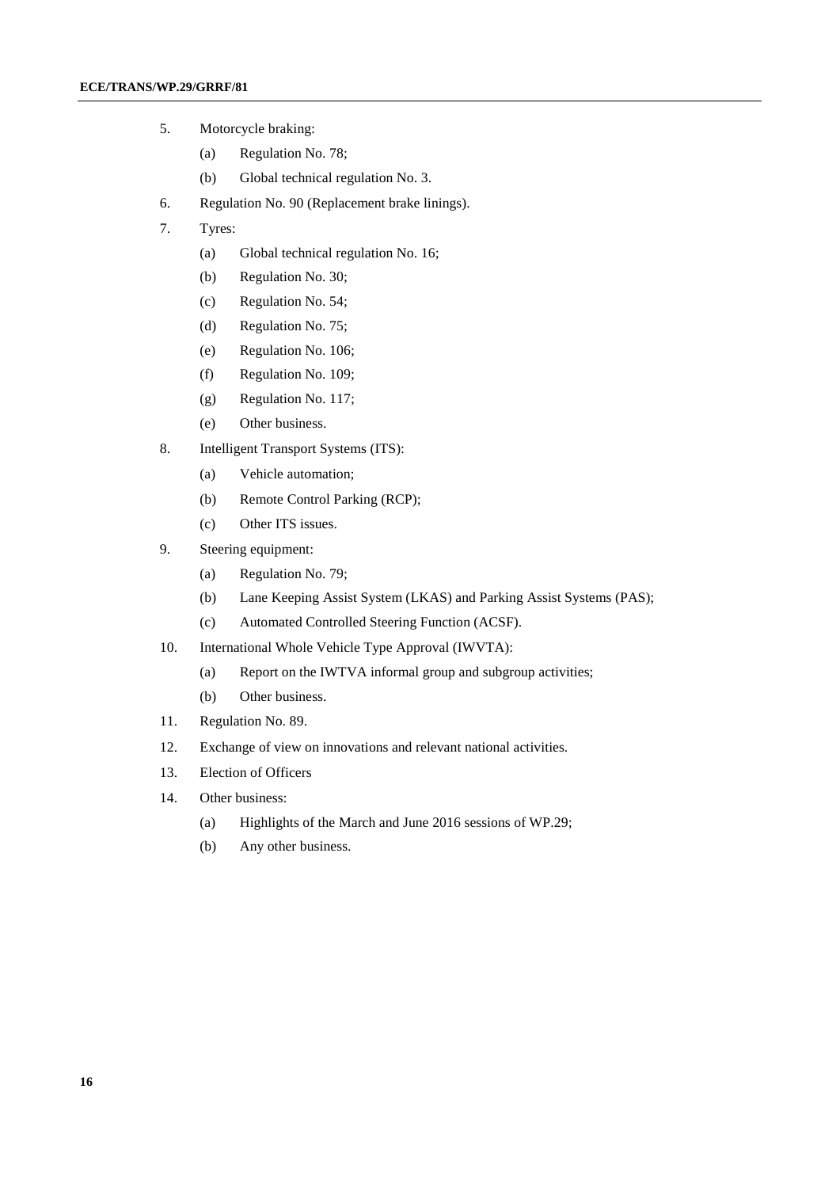5. Motorcycle braking:

   (a) Regulation No. 78;

   (b) Global technical regulation No. 3.

6. Regulation No. 90 (Replacement brake linings).

7. Tyres:

   (a) Global technical regulation No. 16;

   (b) Regulation No. 30;

   (c) Regulation No. 54;

   (d) Regulation No. 75;

   (e) Regulation No. 106;

   (f) Regulation No. 109;

   (g) Regulation No. 117;

   (e) Other business.

8. Intelligent Transport Systems (ITS):

   (a) Vehicle automation;

   (b) Remote Control Parking (RCP);

   (c) Other ITS issues.

9. Steering equipment:

   (a) Regulation No. 79;

   (b) Lane Keeping Assist System (LKAS) and Parking Assist Systems (PAS);

   (c) Automated Controlled Steering Function (ACSF).

10. International Whole Vehicle Type Approval (IWVTA):

    (a) Report on the IWTVA informal group and subgroup activities;

    (b) Other business.

11. Regulation No. 89.

12. Exchange of view on innovations and relevant national activities.

13. Election of Officers

14. Other business:

    (a) Highlights of the March and June 2016 sessions of WP.29;

    (b) Any other business.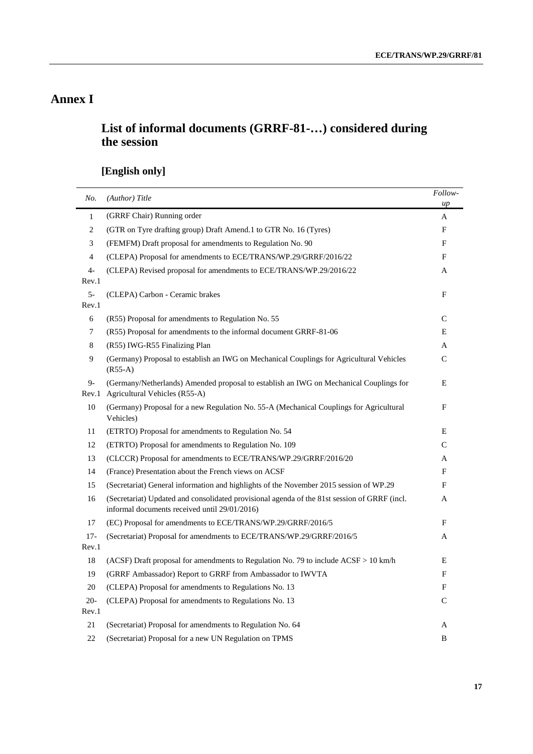# Annex I

## List of informal documents (GRRF-81-…) considered during the session

### [English only]

| No. | *(Author) Title* | *Follow-up* |
|---|---|---|
| 1 | (GRRF Chair) Running order | A |
| 2 | (GTR on Tyre drafting group) Draft Amend.1 to GTR No. 16 (Tyres) | F |
| 3 | (FEMFM) Draft proposal for amendments to Regulation No. 90 | F |
| 4 | (CLEPA) Proposal for amendments to ECE/TRANS/WP.29/GRRF/2016/22 | F |
| 4-Rev.1 | (CLEPA) Revised proposal for amendments to ECE/TRANS/WP.29/2016/22 | A |
| 5-Rev.1 | (CLEPA) Carbon - Ceramic brakes | F |
| 6 | (R55) Proposal for amendments to Regulation No. 55 | C |
| 7 | (R55) Proposal for amendments to the informal document GRRF-81-06 | E |
| 8 | (R55) IWG-R55 Finalizing Plan | A |
| 9 | (Germany) Proposal to establish an IWG on Mechanical Couplings for Agricultural Vehicles (R55-A) | C |
| 9-Rev.1 | (Germany/Netherlands) Amended proposal to establish an IWG on Mechanical Couplings for Agricultural Vehicles (R55-A) | E |
| 10 | (Germany) Proposal for a new Regulation No. 55-A (Mechanical Couplings for Agricultural Vehicles) | F |
| 11 | (ETRTO) Proposal for amendments to Regulation No. 54 | E |
| 12 | (ETRTO) Proposal for amendments to Regulation No. 109 | C |
| 13 | (CLCCR) Proposal for amendments to ECE/TRANS/WP.29/GRRF/2016/20 | A |
| 14 | (France) Presentation about the French views on ACSF | F |
| 15 | (Secretariat) General information and highlights of the November 2015 session of WP.29 | F |
| 16 | (Secretariat) Updated and consolidated provisional agenda of the 81st session of GRRF (incl. informal documents received until 29/01/2016) | A |
| 17 | (EC) Proposal for amendments to ECE/TRANS/WP.29/GRRF/2016/5 | F |
| 17-Rev.1 | (Secretariat) Proposal for amendments to ECE/TRANS/WP.29/GRRF/2016/5 | A |
| 18 | (ACSF) Draft proposal for amendments to Regulation No. 79 to include ACSF > 10 km/h | E |
| 19 | (GRRF Ambassador) Report to GRRF from Ambassador to IWVTA | F |
| 20 | (CLEPA) Proposal for amendments to Regulations No. 13 | F |
| 20-Rev.1 | (CLEPA) Proposal for amendments to Regulations No. 13 | C |
| 21 | (Secretariat) Proposal for amendments to Regulation No. 64 | A |
| 22 | (Secretariat) Proposal for a new UN Regulation on TPMS | B |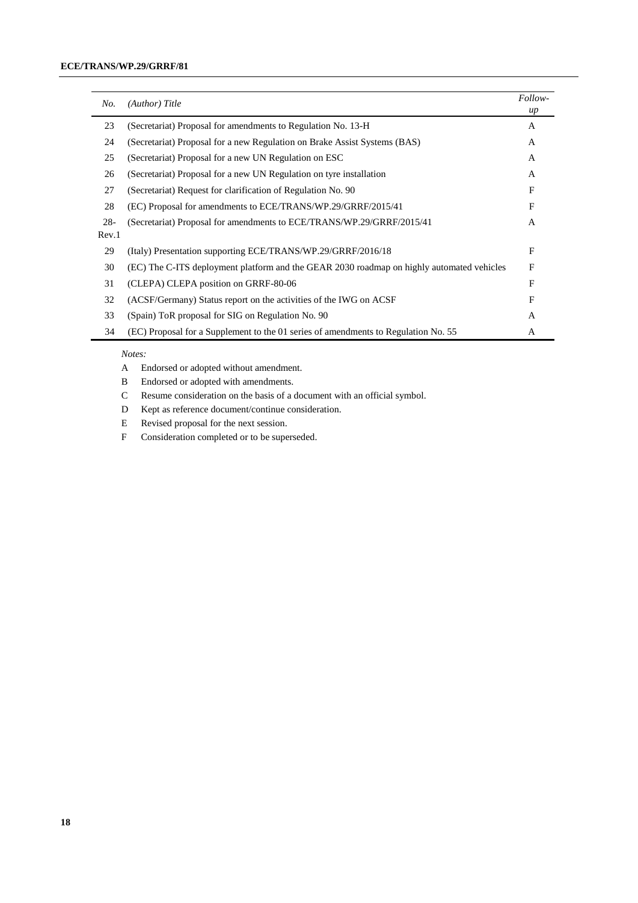| *No.* | *(Author) Title* | *Follow-up* |
|---|---|---|
| 23 | (Secretariat) Proposal for amendments to Regulation No. 13-H | A |
| 24 | (Secretariat) Proposal for a new Regulation on Brake Assist Systems (BAS) | A |
| 25 | (Secretariat) Proposal for a new UN Regulation on ESC | A |
| 26 | (Secretariat) Proposal for a new UN Regulation on tyre installation | A |
| 27 | (Secretariat) Request for clarification of Regulation No. 90 | F |
| 28 | (EC) Proposal for amendments to ECE/TRANS/WP.29/GRRF/2015/41 | F |
| 28-Rev.1 | (Secretariat) Proposal for amendments to ECE/TRANS/WP.29/GRRF/2015/41 | A |
| 29 | (Italy) Presentation supporting ECE/TRANS/WP.29/GRRF/2016/18 | F |
| 30 | (EC) The C-ITS deployment platform and the GEAR 2030 roadmap on highly automated vehicles | F |
| 31 | (CLEPA) CLEPA position on GRRF-80-06 | F |
| 32 | (ACSF/Germany) Status report on the activities of the IWG on ACSF | F |
| 33 | (Spain) ToR proposal for SIG on Regulation No. 90 | A |
| 34 | (EC) Proposal for a Supplement to the 01 series of amendments to Regulation No. 55 | A |

*Notes:*

A Endorsed or adopted without amendment.

B Endorsed or adopted with amendments.

C Resume consideration on the basis of a document with an official symbol.

D Kept as reference document/continue consideration.

E Revised proposal for the next session.

F Consideration completed or to be superseded.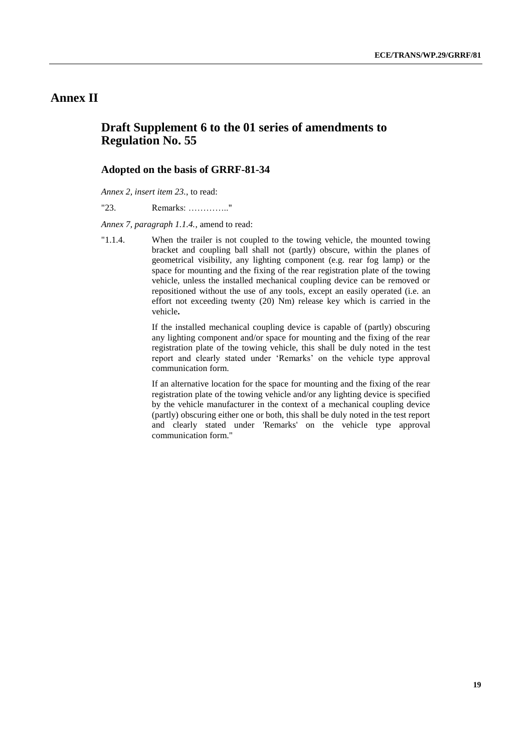# Annex II

## Draft Supplement 6 to the 01 series of amendments to Regulation No. 55

### Adopted on the basis of GRRF-81-34

*Annex 2, insert item 23.*, to read:

"23. Remarks: ………….."

*Annex 7, paragraph 1.1.4.*, amend to read:

"1.1.4. When the trailer is not coupled to the towing vehicle, the mounted towing bracket and coupling ball shall not (partly) obscure, within the planes of geometrical visibility, any lighting component (e.g. rear fog lamp) or the space for mounting and the fixing of the rear registration plate of the towing vehicle, unless the installed mechanical coupling device can be removed or repositioned without the use of any tools, except an easily operated (i.e. an effort not exceeding twenty (20) Nm) release key which is carried in the vehicle**.**

If the installed mechanical coupling device is capable of (partly) obscuring any lighting component and/or space for mounting and the fixing of the rear registration plate of the towing vehicle, this shall be duly noted in the test report and clearly stated under 'Remarks' on the vehicle type approval communication form.

If an alternative location for the space for mounting and the fixing of the rear registration plate of the towing vehicle and/or any lighting device is specified by the vehicle manufacturer in the context of a mechanical coupling device (partly) obscuring either one or both, this shall be duly noted in the test report and clearly stated under 'Remarks' on the vehicle type approval communication form."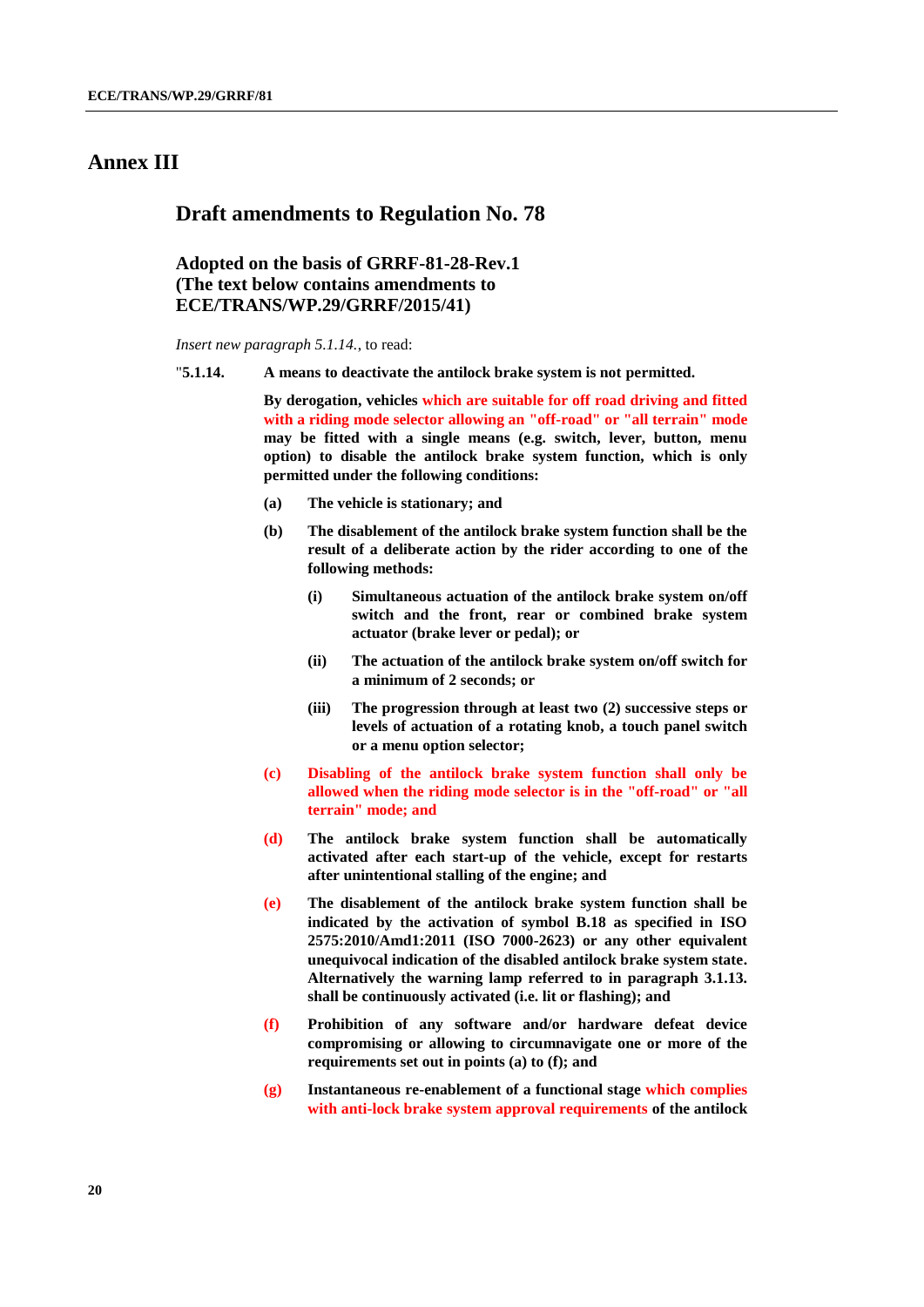# Annex III

## Draft amendments to Regulation No. 78

### Adopted on the basis of GRRF-81-28-Rev.1 (The text below contains amendments to ECE/TRANS/WP.29/GRRF/2015/41)

*Insert new paragraph 5.1.14.*, to read:

"**5.1.14. A means to deactivate the antilock brake system is not permitted.**

**By derogation, vehicles which are suitable for off road driving and fitted with a riding mode selector allowing an "off-road" or "all terrain" mode may be fitted with a single means (e.g. switch, lever, button, menu option) to disable the antilock brake system function, which is only permitted under the following conditions:**

**(a) The vehicle is stationary; and**

**(b) The disablement of the antilock brake system function shall be the result of a deliberate action by the rider according to one of the following methods:**

**(i) Simultaneous actuation of the antilock brake system on/off switch and the front, rear or combined brake system actuator (brake lever or pedal); or**

**(ii) The actuation of the antilock brake system on/off switch for a minimum of 2 seconds; or**

**(iii) The progression through at least two (2) successive steps or levels of actuation of a rotating knob, a touch panel switch or a menu option selector;**

**(c) Disabling of the antilock brake system function shall only be allowed when the riding mode selector is in the "off-road" or "all terrain" mode; and**

**(d) The antilock brake system function shall be automatically activated after each start-up of the vehicle, except for restarts after unintentional stalling of the engine; and**

**(e) The disablement of the antilock brake system function shall be indicated by the activation of symbol B.18 as specified in ISO 2575:2010/Amd1:2011 (ISO 7000-2623) or any other equivalent unequivocal indication of the disabled antilock brake system state. Alternatively the warning lamp referred to in paragraph 3.1.13. shall be continuously activated (i.e. lit or flashing); and**

**(f) Prohibition of any software and/or hardware defeat device compromising or allowing to circumnavigate one or more of the requirements set out in points (a) to (f); and**

**(g) Instantaneous re-enablement of a functional stage which complies with anti-lock brake system approval requirements of the antilock**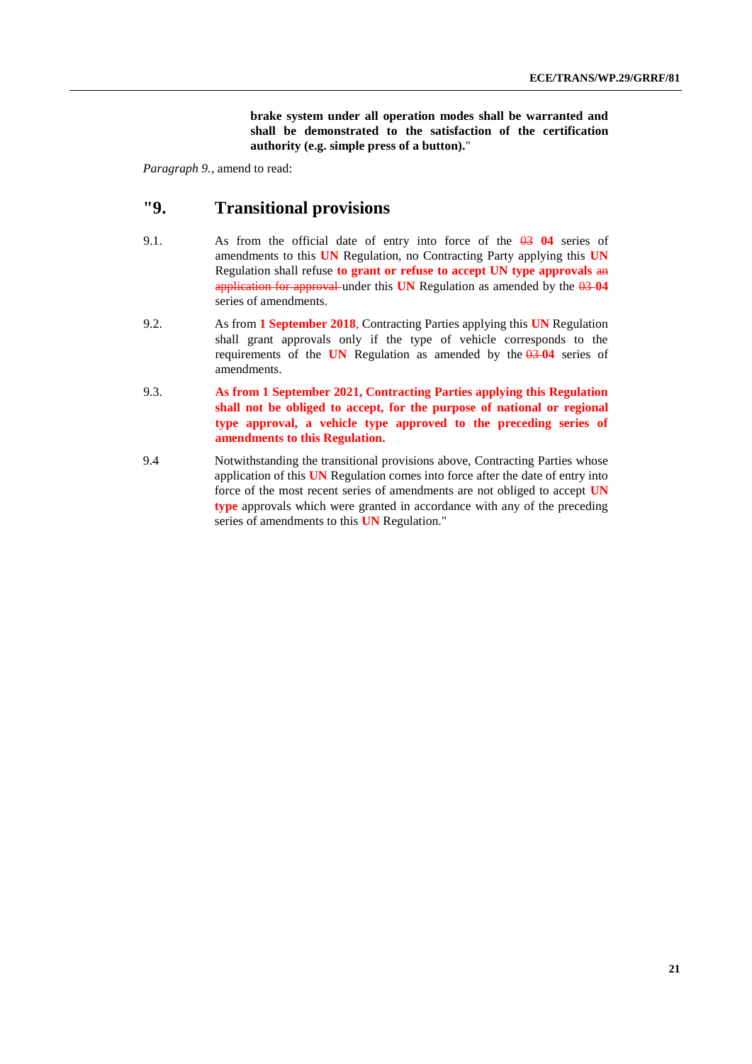**brake system under all operation modes shall be warranted and shall be demonstrated to the satisfaction of the certification authority (e.g. simple press of a button).**"

*Paragraph 9.*, amend to read:

## "9. Transitional provisions

9.1. As from the official date of entry into force of the ~~03~~ **04** series of amendments to this **UN** Regulation, no Contracting Party applying this **UN** Regulation shall refuse **to grant or refuse to accept UN type approvals** ~~an application for approval~~ under this **UN** Regulation as amended by the ~~03~~ **04** series of amendments.

9.2. As from **1 September 2018**, Contracting Parties applying this **UN** Regulation shall grant approvals only if the type of vehicle corresponds to the requirements of the **UN** Regulation as amended by the ~~03~~ **04** series of amendments.

9.3. **As from 1 September 2021, Contracting Parties applying this Regulation shall not be obliged to accept, for the purpose of national or regional type approval, a vehicle type approved to the preceding series of amendments to this Regulation.**

9.4 Notwithstanding the transitional provisions above, Contracting Parties whose application of this **UN** Regulation comes into force after the date of entry into force of the most recent series of amendments are not obliged to accept **UN type** approvals which were granted in accordance with any of the preceding series of amendments to this **UN** Regulation."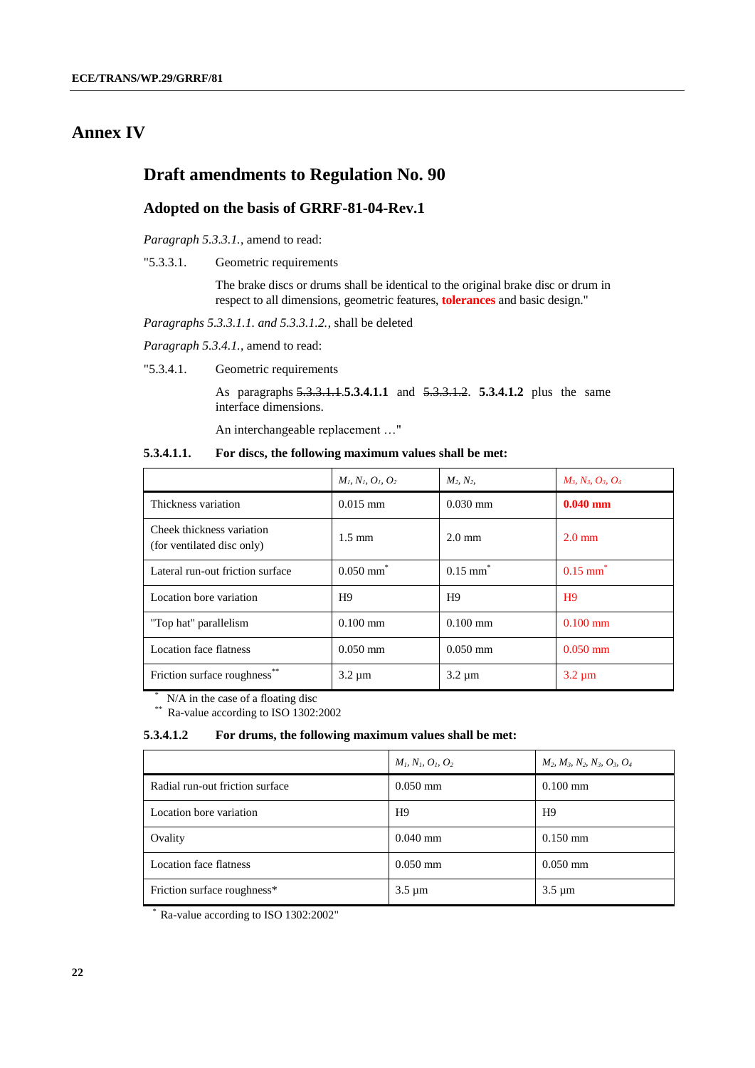# Annex IV

## Draft amendments to Regulation No. 90

### Adopted on the basis of GRRF-81-04-Rev.1

*Paragraph 5.3.3.1.*, amend to read:

"5.3.3.1. Geometric requirements

The brake discs or drums shall be identical to the original brake disc or drum in respect to all dimensions, geometric features, **tolerances** and basic design."

*Paragraphs 5.3.3.1.1. and 5.3.3.1.2.*, shall be deleted

*Paragraph 5.3.4.1.*, amend to read:

"5.3.4.1. Geometric requirements

As paragraphs ~~5.3.3.1.1.~~**5.3.4.1.1** and ~~5.3.3.1.2~~. **5.3.4.1.2** plus the same interface dimensions.

An interchangeable replacement …"

**5.3.4.1.1. For discs, the following maximum values shall be met:**

| | $M_1, N_1, O_1, O_2$ | $M_2, N_2,$ | $M_3, N_3, O_3, O_4$ |
|---|---|---|---|
| Thickness variation | 0.015 mm | 0.030 mm | **0.040 mm** |
| Cheek thickness variation (for ventilated disc only) | 1.5 mm | 2.0 mm | 2.0 mm |
| Lateral run-out friction surface | 0.050 mm* | 0.15 mm* | 0.15 mm* |
| Location bore variation | H9 | H9 | H9 |
| "Top hat" parallelism | 0.100 mm | 0.100 mm | 0.100 mm |
| Location face flatness | 0.050 mm | 0.050 mm | 0.050 mm |
| Friction surface roughness** | 3.2 µm | 3.2 µm | 3.2 µm |

\* N/A in the case of a floating disc
\*\* Ra-value according to ISO 1302:2002

**5.3.4.1.2 For drums, the following maximum values shall be met:**

| | $M_1, N_1, O_1, O_2$ | $M_2, M_3, N_2, N_3, O_3, O_4$ |
|---|---|---|
| Radial run-out friction surface | 0.050 mm | 0.100 mm |
| Location bore variation | H9 | H9 |
| Ovality | 0.040 mm | 0.150 mm |
| Location face flatness | 0.050 mm | 0.050 mm |
| Friction surface roughness* | 3.5 µm | 3.5 µm |

\* Ra-value according to ISO 1302:2002"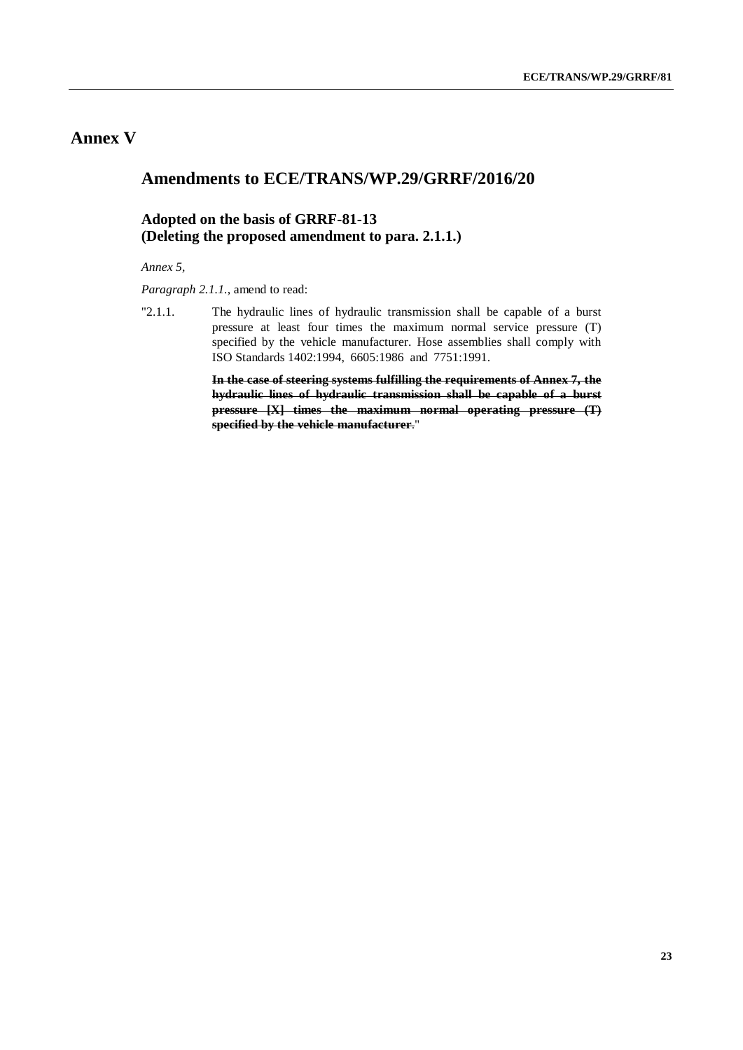# Annex V

## Amendments to ECE/TRANS/WP.29/GRRF/2016/20

### Adopted on the basis of GRRF-81-13 (Deleting the proposed amendment to para. 2.1.1.)

*Annex 5,*

*Paragraph 2.1.1.*, amend to read:

"2.1.1. The hydraulic lines of hydraulic transmission shall be capable of a burst pressure at least four times the maximum normal service pressure (T) specified by the vehicle manufacturer. Hose assemblies shall comply with ISO Standards 1402:1994, 6605:1986 and 7751:1991.

~~**In the case of steering systems fulfilling the requirements of Annex 7, the hydraulic lines of hydraulic transmission shall be capable of a burst pressure [X] times the maximum normal operating pressure (T) specified by the vehicle manufacturer.**~~"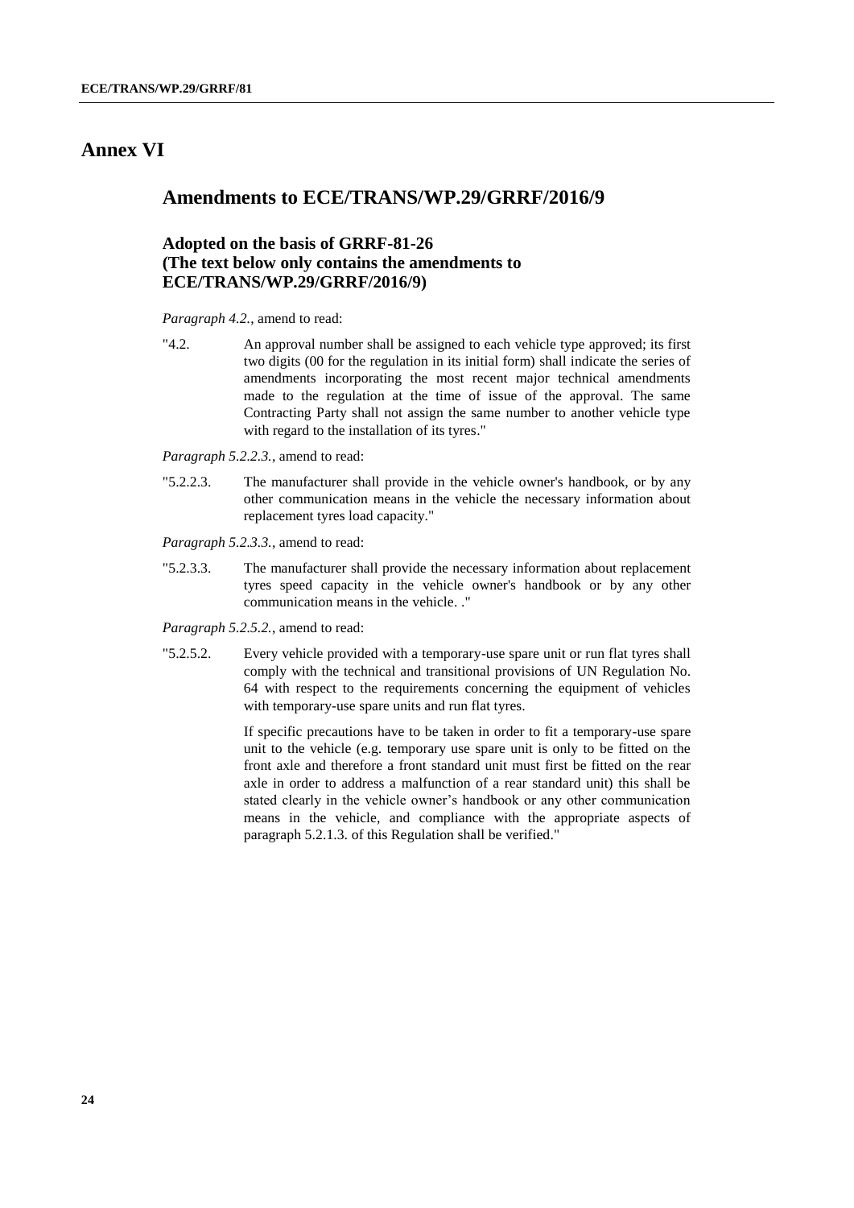# Annex VI

## Amendments to ECE/TRANS/WP.29/GRRF/2016/9

### Adopted on the basis of GRRF-81-26 (The text below only contains the amendments to ECE/TRANS/WP.29/GRRF/2016/9)

*Paragraph 4.2.*, amend to read:

"4.2. An approval number shall be assigned to each vehicle type approved; its first two digits (00 for the regulation in its initial form) shall indicate the series of amendments incorporating the most recent major technical amendments made to the regulation at the time of issue of the approval. The same Contracting Party shall not assign the same number to another vehicle type with regard to the installation of its tyres."

*Paragraph 5.2.2.3.*, amend to read:

"5.2.2.3. The manufacturer shall provide in the vehicle owner's handbook, or by any other communication means in the vehicle the necessary information about replacement tyres load capacity."

*Paragraph 5.2.3.3.*, amend to read:

"5.2.3.3. The manufacturer shall provide the necessary information about replacement tyres speed capacity in the vehicle owner's handbook or by any other communication means in the vehicle. ."

*Paragraph 5.2.5.2.*, amend to read:

"5.2.5.2. Every vehicle provided with a temporary-use spare unit or run flat tyres shall comply with the technical and transitional provisions of UN Regulation No. 64 with respect to the requirements concerning the equipment of vehicles with temporary-use spare units and run flat tyres.

If specific precautions have to be taken in order to fit a temporary-use spare unit to the vehicle (e.g. temporary use spare unit is only to be fitted on the front axle and therefore a front standard unit must first be fitted on the rear axle in order to address a malfunction of a rear standard unit) this shall be stated clearly in the vehicle owner's handbook or any other communication means in the vehicle, and compliance with the appropriate aspects of paragraph 5.2.1.3. of this Regulation shall be verified."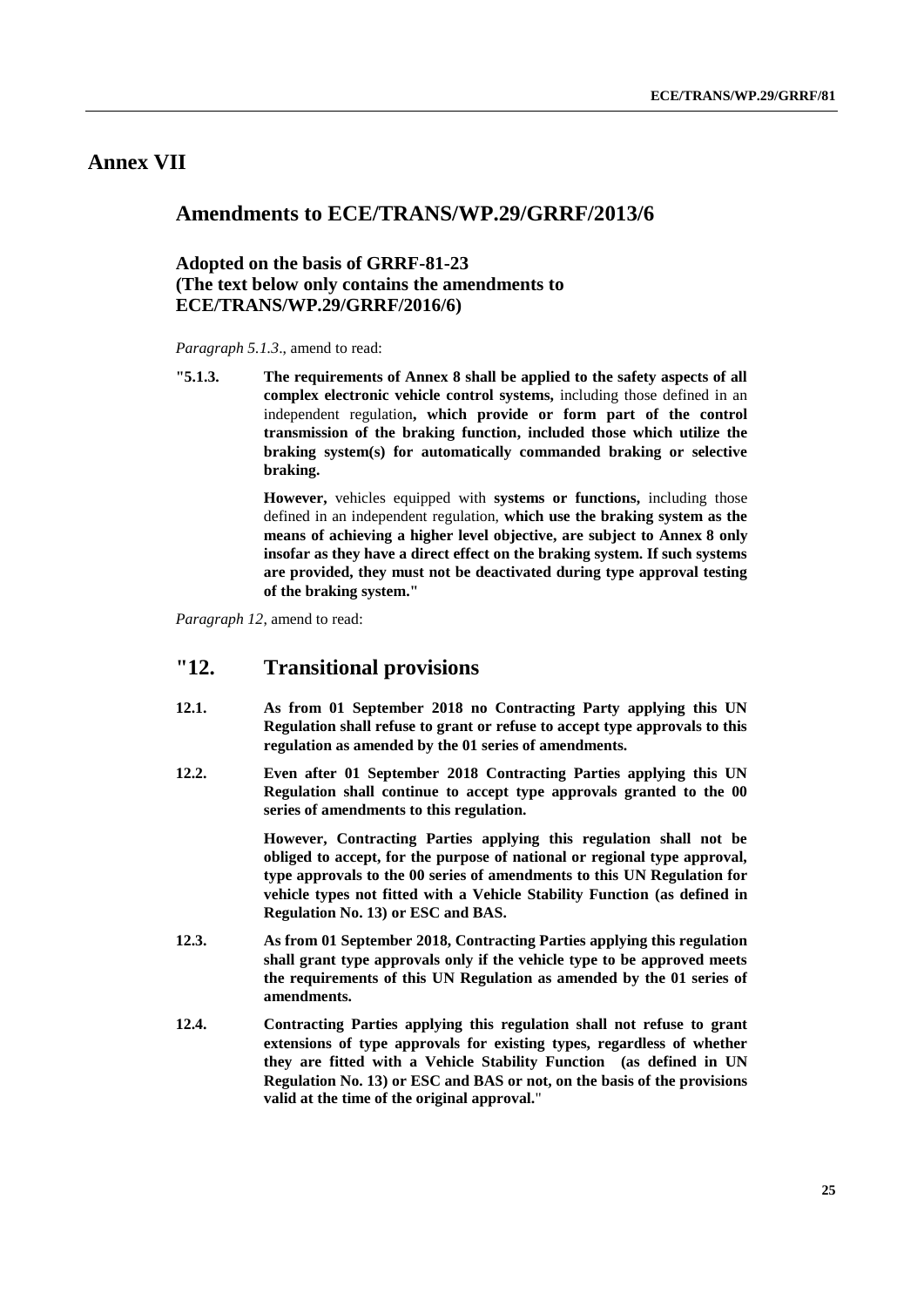# Annex VII

## Amendments to ECE/TRANS/WP.29/GRRF/2013/6

### Adopted on the basis of GRRF-81-23 (The text below only contains the amendments to ECE/TRANS/WP.29/GRRF/2016/6)

*Paragraph 5.1.3*., amend to read:

"5.1.3. **The requirements of Annex 8 shall be applied to the safety aspects of all complex electronic vehicle control systems,** including those defined in an independent regulation**, which provide or form part of the control transmission of the braking function, included those which utilize the braking system(s) for automatically commanded braking or selective braking.**

**However,** vehicles equipped with **systems or functions,** including those defined in an independent regulation, **which use the braking system as the means of achieving a higher level objective, are subject to Annex 8 only insofar as they have a direct effect on the braking system. If such systems are provided, they must not be deactivated during type approval testing of the braking system.**"

*Paragraph 12,* amend to read:

## "12. Transitional provisions

**12.1. As from 01 September 2018 no Contracting Party applying this UN Regulation shall refuse to grant or refuse to accept type approvals to this regulation as amended by the 01 series of amendments.**

**12.2. Even after 01 September 2018 Contracting Parties applying this UN Regulation shall continue to accept type approvals granted to the 00 series of amendments to this regulation.**

**However, Contracting Parties applying this regulation shall not be obliged to accept, for the purpose of national or regional type approval, type approvals to the 00 series of amendments to this UN Regulation for vehicle types not fitted with a Vehicle Stability Function (as defined in Regulation No. 13) or ESC and BAS.**

**12.3. As from 01 September 2018, Contracting Parties applying this regulation shall grant type approvals only if the vehicle type to be approved meets the requirements of this UN Regulation as amended by the 01 series of amendments.**

**12.4. Contracting Parties applying this regulation shall not refuse to grant extensions of type approvals for existing types, regardless of whether they are fitted with a Vehicle Stability Function (as defined in UN Regulation No. 13) or ESC and BAS or not, on the basis of the provisions valid at the time of the original approval.**"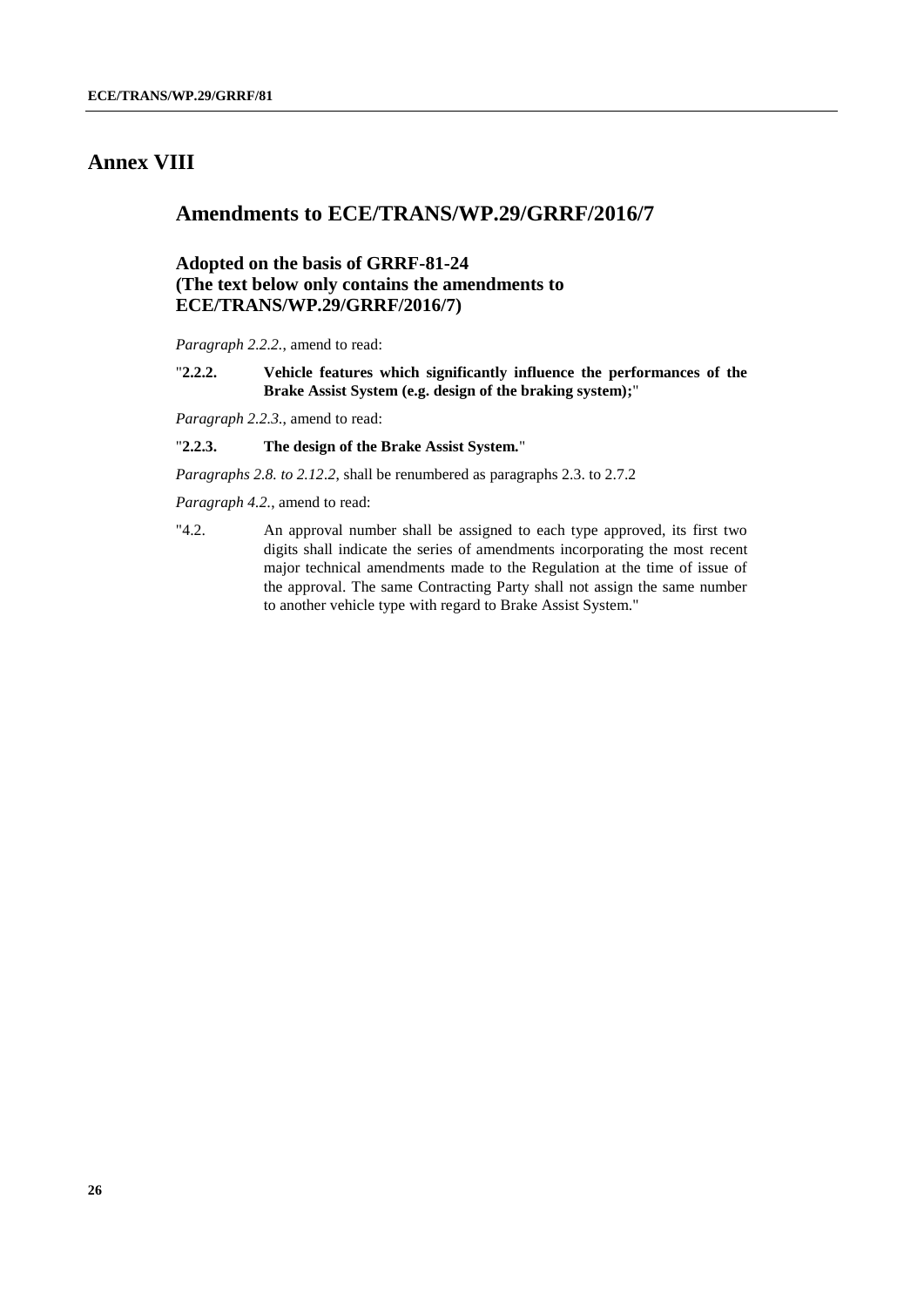# Annex VIII

## Amendments to ECE/TRANS/WP.29/GRRF/2016/7

### Adopted on the basis of GRRF-81-24 (The text below only contains the amendments to ECE/TRANS/WP.29/GRRF/2016/7)

*Paragraph 2.2.2.*, amend to read:

"**2.2.2. Vehicle features which significantly influence the performances of the Brake Assist System (e.g. design of the braking system);**"

*Paragraph 2.2.3.*, amend to read:

"**2.2.3. The design of the Brake Assist System.**"

*Paragraphs 2.8. to 2.12.2*, shall be renumbered as paragraphs 2.3. to 2.7.2

*Paragraph 4.2.*, amend to read:

"4.2. An approval number shall be assigned to each type approved, its first two digits shall indicate the series of amendments incorporating the most recent major technical amendments made to the Regulation at the time of issue of the approval. The same Contracting Party shall not assign the same number to another vehicle type with regard to Brake Assist System."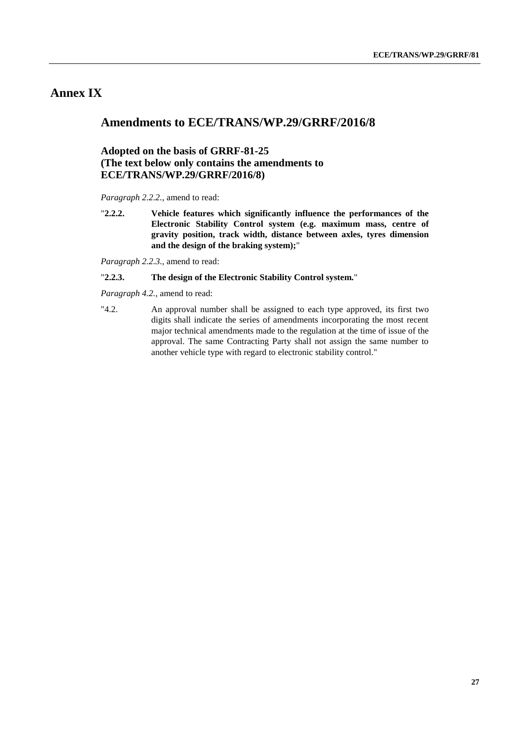# Annex IX

## Amendments to ECE/TRANS/WP.29/GRRF/2016/8

### Adopted on the basis of GRRF-81-25 (The text below only contains the amendments to ECE/TRANS/WP.29/GRRF/2016/8)

*Paragraph 2.2.2.*, amend to read:

"**2.2.2. Vehicle features which significantly influence the performances of the Electronic Stability Control system (e.g. maximum mass, centre of gravity position, track width, distance between axles, tyres dimension and the design of the braking system);**"

*Paragraph 2.2.3.*, amend to read:

"**2.2.3. The design of the Electronic Stability Control system.**"

*Paragraph 4.2.*, amend to read:

"4.2. An approval number shall be assigned to each type approved, its first two digits shall indicate the series of amendments incorporating the most recent major technical amendments made to the regulation at the time of issue of the approval. The same Contracting Party shall not assign the same number to another vehicle type with regard to electronic stability control."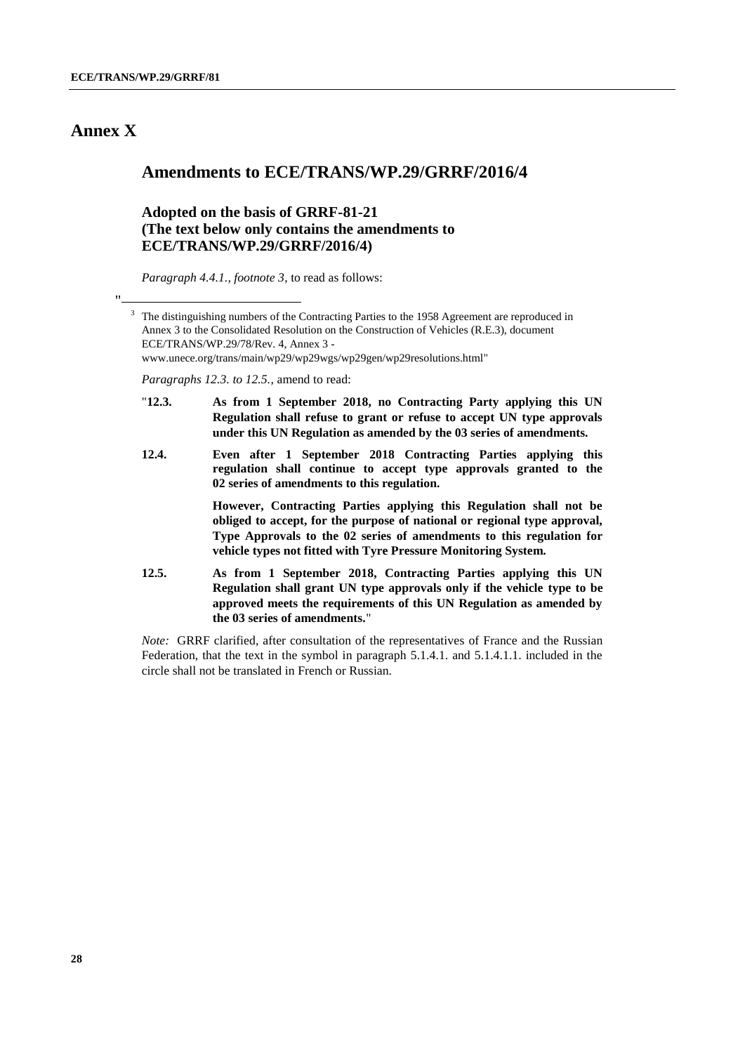# Annex X

## Amendments to ECE/TRANS/WP.29/GRRF/2016/4

### Adopted on the basis of GRRF-81-21 (The text below only contains the amendments to ECE/TRANS/WP.29/GRRF/2016/4)

*Paragraph 4.4.1., footnote 3*, to read as follows:

"

[3] The distinguishing numbers of the Contracting Parties to the 1958 Agreement are reproduced in Annex 3 to the Consolidated Resolution on the Construction of Vehicles (R.E.3), document ECE/TRANS/WP.29/78/Rev. 4, Annex 3 - www.unece.org/trans/main/wp29/wp29wgs/wp29gen/wp29resolutions.html"

*Paragraphs 12.3. to 12.5.*, amend to read:

"**12.3. As from 1 September 2018, no Contracting Party applying this UN Regulation shall refuse to grant or refuse to accept UN type approvals under this UN Regulation as amended by the 03 series of amendments.**

**12.4. Even after 1 September 2018 Contracting Parties applying this regulation shall continue to accept type approvals granted to the 02 series of amendments to this regulation.**

**However, Contracting Parties applying this Regulation shall not be obliged to accept, for the purpose of national or regional type approval, Type Approvals to the 02 series of amendments to this regulation for vehicle types not fitted with Tyre Pressure Monitoring System.**

**12.5. As from 1 September 2018, Contracting Parties applying this UN Regulation shall grant UN type approvals only if the vehicle type to be approved meets the requirements of this UN Regulation as amended by the 03 series of amendments.**"

*Note:* GRRF clarified, after consultation of the representatives of France and the Russian Federation, that the text in the symbol in paragraph 5.1.4.1. and 5.1.4.1.1. included in the circle shall not be translated in French or Russian.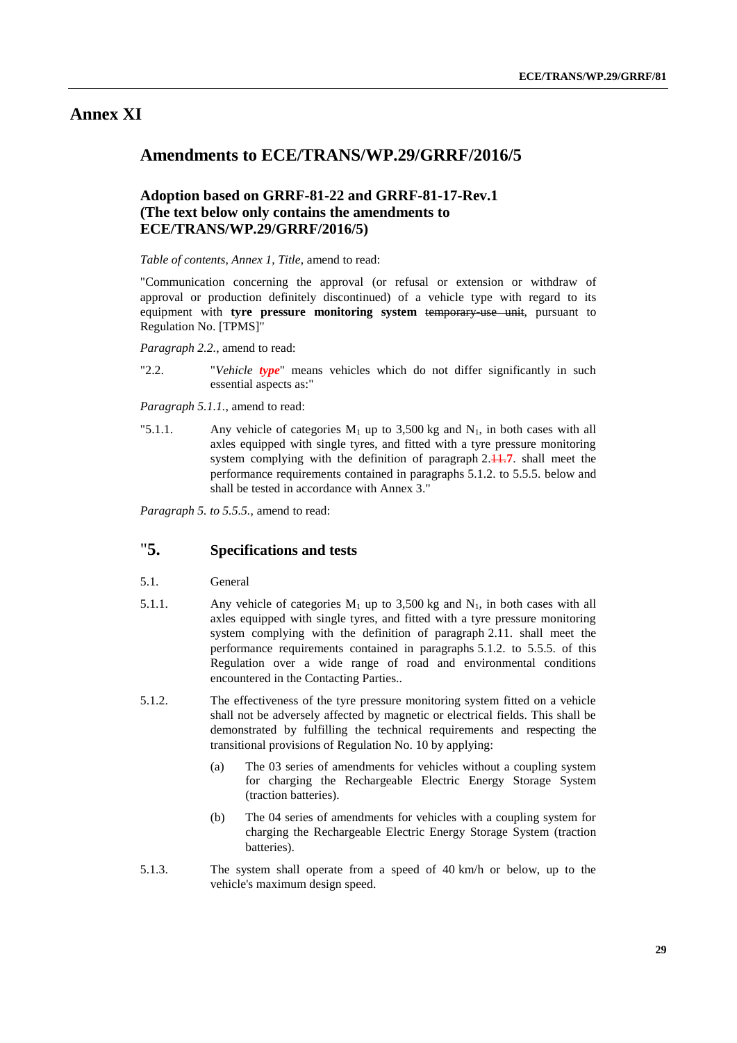# Annex XI

## Amendments to ECE/TRANS/WP.29/GRRF/2016/5

### Adoption based on GRRF-81-22 and GRRF-81-17-Rev.1 (The text below only contains the amendments to ECE/TRANS/WP.29/GRRF/2016/5)

*Table of contents, Annex 1, Title*, amend to read:

"Communication concerning the approval (or refusal or extension or withdraw of approval or production definitely discontinued) of a vehicle type with regard to its equipment with **tyre pressure monitoring system** ~~temporary-use unit~~, pursuant to Regulation No. [TPMS]"

*Paragraph 2.2.*, amend to read:

"2.2. "*Vehicle* ***type***" means vehicles which do not differ significantly in such essential aspects as:"

*Paragraph 5.1.1.*, amend to read:

"5.1.1. Any vehicle of categories $M_1$ up to 3,500 kg and $N_1$, in both cases with all axles equipped with single tyres, and fitted with a tyre pressure monitoring system complying with the definition of paragraph 2.~~11~~.**7**. shall meet the performance requirements contained in paragraphs 5.1.2. to 5.5.5. below and shall be tested in accordance with Annex 3."

*Paragraph 5. to 5.5.5.*, amend to read:

## "5. Specifications and tests

5.1. General

5.1.1. Any vehicle of categories $M_1$ up to 3,500 kg and $N_1$, in both cases with all axles equipped with single tyres, and fitted with a tyre pressure monitoring system complying with the definition of paragraph 2.11. shall meet the performance requirements contained in paragraphs 5.1.2. to 5.5.5. of this Regulation over a wide range of road and environmental conditions encountered in the Contacting Parties..

5.1.2. The effectiveness of the tyre pressure monitoring system fitted on a vehicle shall not be adversely affected by magnetic or electrical fields. This shall be demonstrated by fulfilling the technical requirements and respecting the transitional provisions of Regulation No. 10 by applying:

(a) The 03 series of amendments for vehicles without a coupling system for charging the Rechargeable Electric Energy Storage System (traction batteries).

(b) The 04 series of amendments for vehicles with a coupling system for charging the Rechargeable Electric Energy Storage System (traction batteries).

5.1.3. The system shall operate from a speed of 40 km/h or below, up to the vehicle's maximum design speed.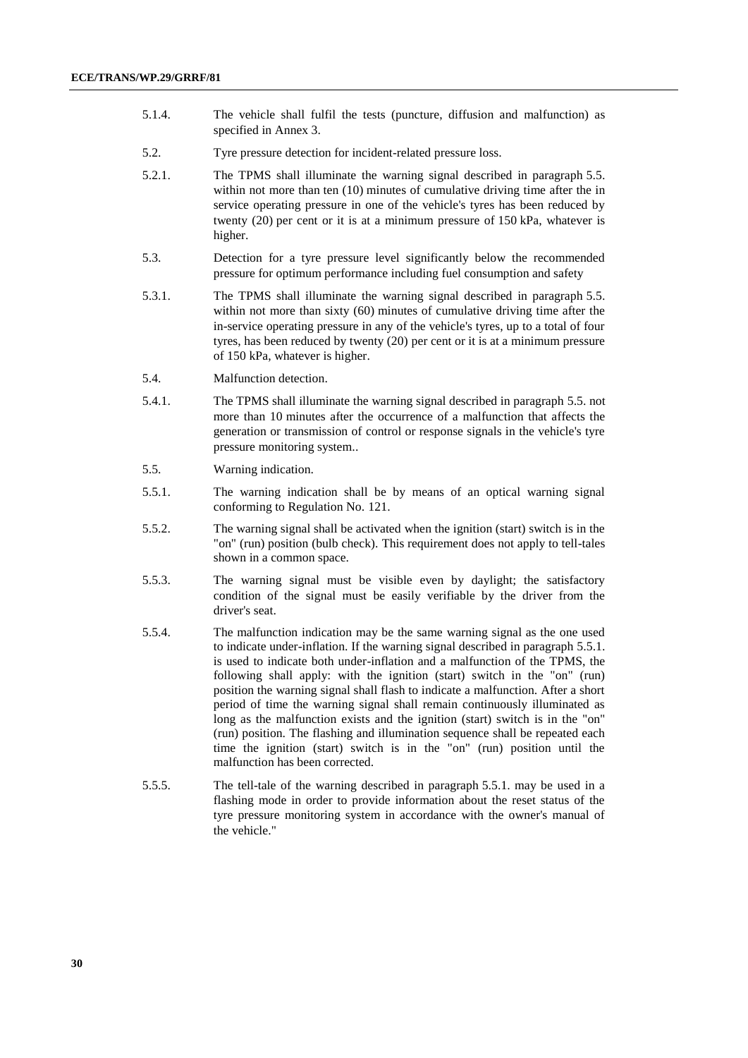5.1.4. The vehicle shall fulfil the tests (puncture, diffusion and malfunction) as specified in Annex 3.

5.2. Tyre pressure detection for incident-related pressure loss.

5.2.1. The TPMS shall illuminate the warning signal described in paragraph 5.5. within not more than ten (10) minutes of cumulative driving time after the in service operating pressure in one of the vehicle's tyres has been reduced by twenty (20) per cent or it is at a minimum pressure of 150 kPa, whatever is higher.

5.3. Detection for a tyre pressure level significantly below the recommended pressure for optimum performance including fuel consumption and safety

5.3.1. The TPMS shall illuminate the warning signal described in paragraph 5.5. within not more than sixty (60) minutes of cumulative driving time after the in-service operating pressure in any of the vehicle's tyres, up to a total of four tyres, has been reduced by twenty (20) per cent or it is at a minimum pressure of 150 kPa, whatever is higher.

5.4. Malfunction detection.

5.4.1. The TPMS shall illuminate the warning signal described in paragraph 5.5. not more than 10 minutes after the occurrence of a malfunction that affects the generation or transmission of control or response signals in the vehicle's tyre pressure monitoring system..

5.5. Warning indication.

5.5.1. The warning indication shall be by means of an optical warning signal conforming to Regulation No. 121.

5.5.2. The warning signal shall be activated when the ignition (start) switch is in the "on" (run) position (bulb check). This requirement does not apply to tell-tales shown in a common space.

5.5.3. The warning signal must be visible even by daylight; the satisfactory condition of the signal must be easily verifiable by the driver from the driver's seat.

5.5.4. The malfunction indication may be the same warning signal as the one used to indicate under-inflation. If the warning signal described in paragraph 5.5.1. is used to indicate both under-inflation and a malfunction of the TPMS, the following shall apply: with the ignition (start) switch in the "on" (run) position the warning signal shall flash to indicate a malfunction. After a short period of time the warning signal shall remain continuously illuminated as long as the malfunction exists and the ignition (start) switch is in the "on" (run) position. The flashing and illumination sequence shall be repeated each time the ignition (start) switch is in the "on" (run) position until the malfunction has been corrected.

5.5.5. The tell-tale of the warning described in paragraph 5.5.1. may be used in a flashing mode in order to provide information about the reset status of the tyre pressure monitoring system in accordance with the owner's manual of the vehicle."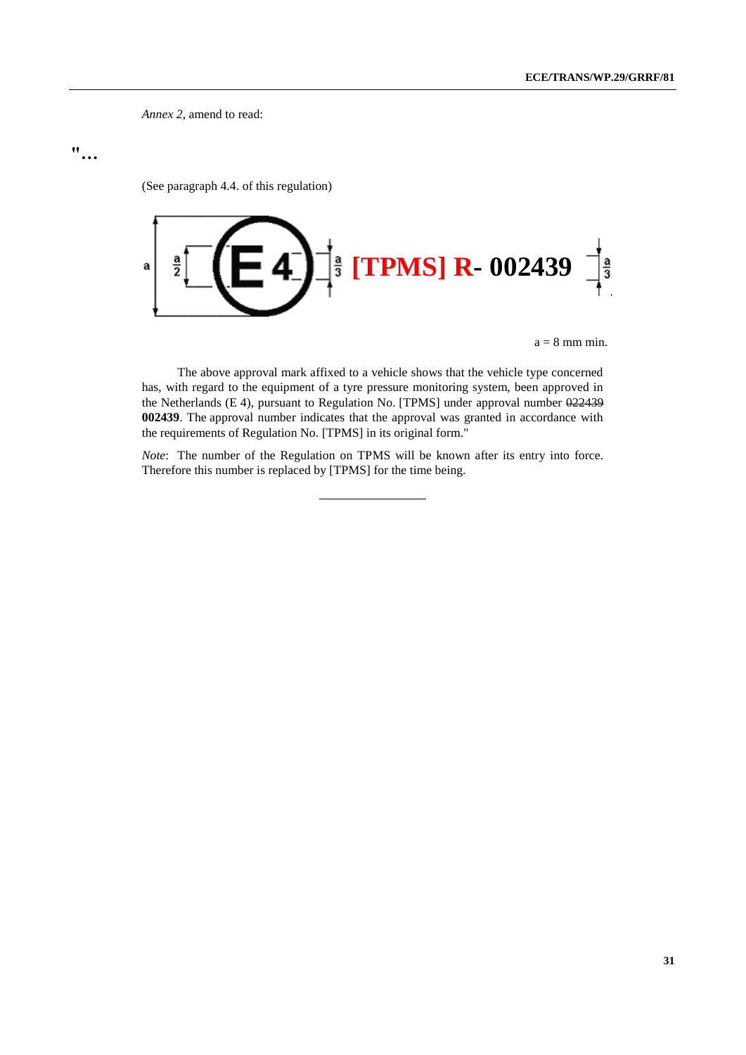*Annex 2*, amend to read:

"...

(See paragraph 4.4. of this regulation)

a
a/2
E 4
a/3
**[TPMS] R- 002439**
a/3

a = 8 mm min.

The above approval mark affixed to a vehicle shows that the vehicle type concerned has, with regard to the equipment of a tyre pressure monitoring system, been approved in the Netherlands (E 4), pursuant to Regulation No. [TPMS] under approval number ~~022439~~ **002439**. The approval number indicates that the approval was granted in accordance with the requirements of Regulation No. [TPMS] in its original form."

*Note*: The number of the Regulation on TPMS will be known after its entry into force. Therefore this number is replaced by [TPMS] for the time being.